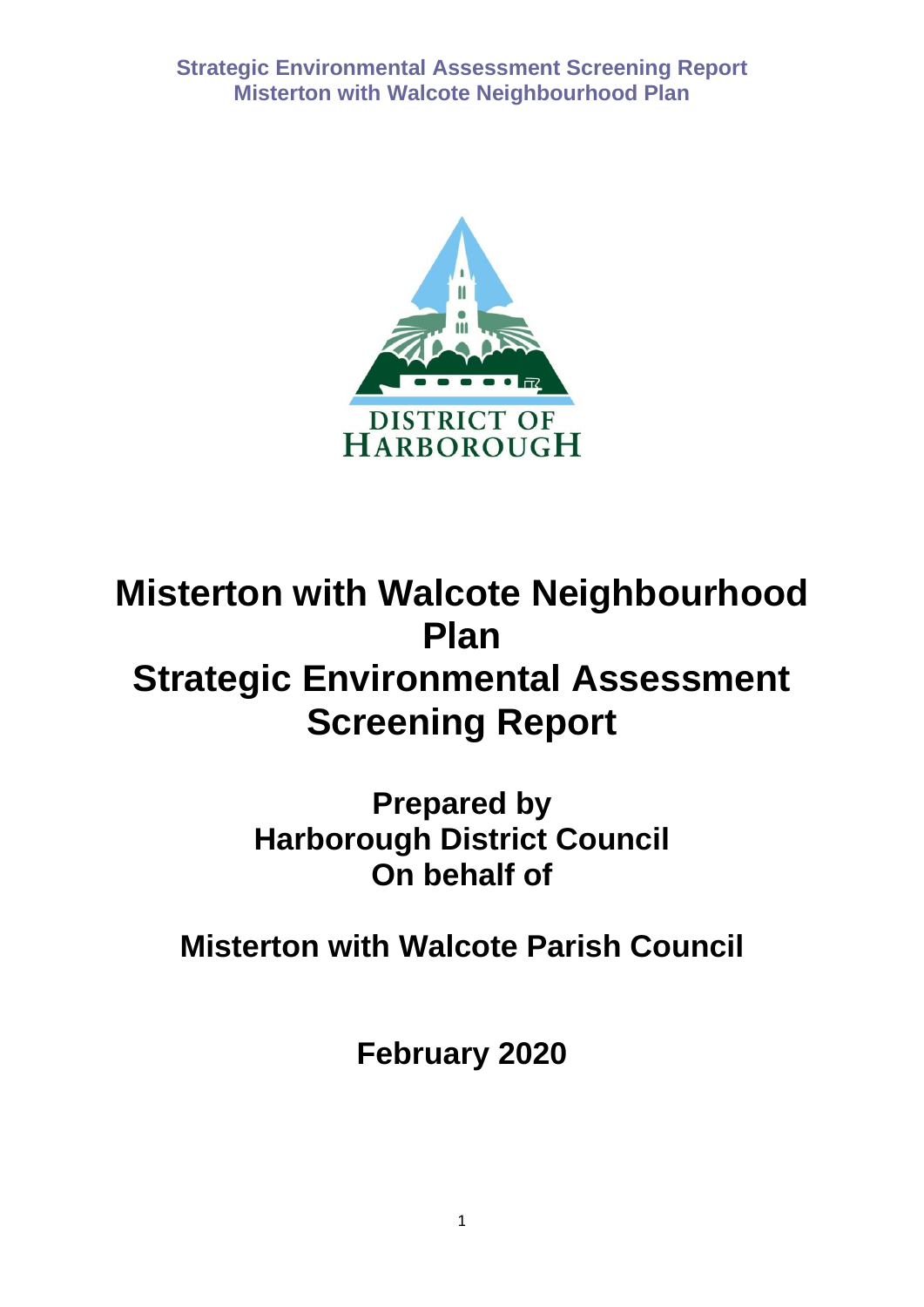DISTRICT OF HARBOROUGH

# Misterton with Walcote Neighbourhood Plan Strategic Environmental Assessment Screening Report

## Prepared by Harborough District Council On behalf of

## Misterton with Walcote Parish Council

## February 2020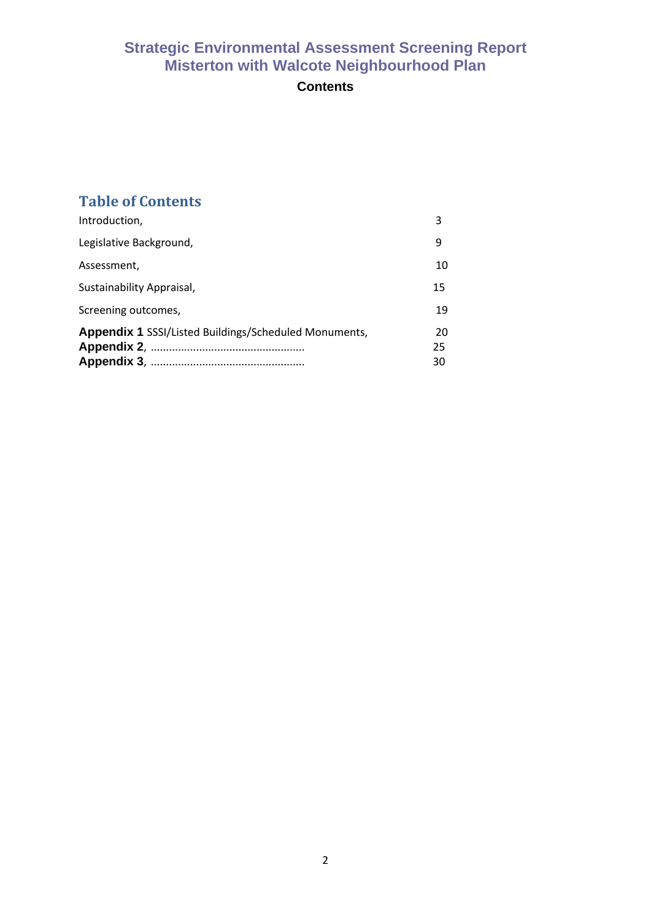# Strategic Environmental Assessment Screening Report
# Misterton with Walcote Neighbourhood Plan

**Contents**

## Table of Contents

| | |
|---|---|
| Introduction, | 3 |
| Legislative Background, | 9 |
| Assessment, | 10 |
| Sustainability Appraisal, | 15 |
| Screening outcomes, | 19 |
| **Appendix 1** SSSI/Listed Buildings/Scheduled Monuments, | 20 |
| **Appendix 2**, .................................................. | 25 |
| **Appendix 3**, .................................................. | 30 |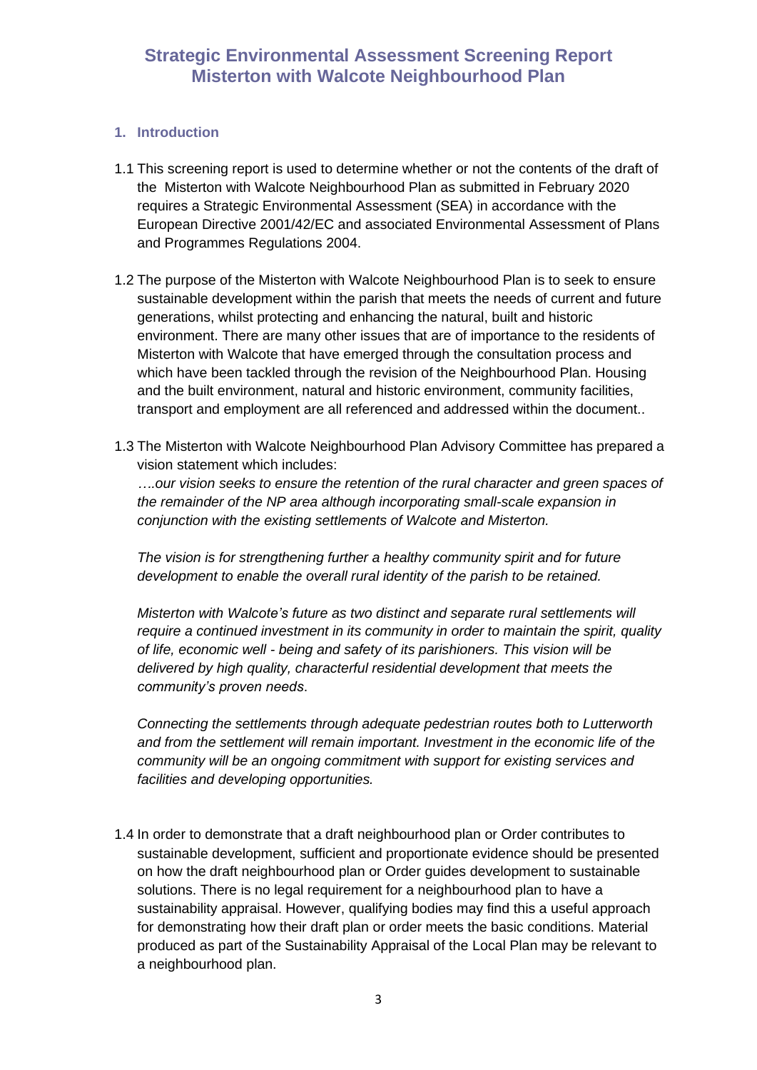# Strategic Environmental Assessment Screening Report Misterton with Walcote Neighbourhood Plan

## 1. Introduction

1.1 This screening report is used to determine whether or not the contents of the draft of the Misterton with Walcote Neighbourhood Plan as submitted in February 2020 requires a Strategic Environmental Assessment (SEA) in accordance with the European Directive 2001/42/EC and associated Environmental Assessment of Plans and Programmes Regulations 2004.

1.2 The purpose of the Misterton with Walcote Neighbourhood Plan is to seek to ensure sustainable development within the parish that meets the needs of current and future generations, whilst protecting and enhancing the natural, built and historic environment. There are many other issues that are of importance to the residents of Misterton with Walcote that have emerged through the consultation process and which have been tackled through the revision of the Neighbourhood Plan. Housing and the built environment, natural and historic environment, community facilities, transport and employment are all referenced and addressed within the document..

1.3 The Misterton with Walcote Neighbourhood Plan Advisory Committee has prepared a vision statement which includes:

*….our vision seeks to ensure the retention of the rural character and green spaces of the remainder of the NP area although incorporating small-scale expansion in conjunction with the existing settlements of Walcote and Misterton.*

*The vision is for strengthening further a healthy community spirit and for future development to enable the overall rural identity of the parish to be retained.*

*Misterton with Walcote's future as two distinct and separate rural settlements will require a continued investment in its community in order to maintain the spirit, quality of life, economic well - being and safety of its parishioners. This vision will be delivered by high quality, characterful residential development that meets the community's proven needs*.

*Connecting the settlements through adequate pedestrian routes both to Lutterworth and from the settlement will remain important. Investment in the economic life of the community will be an ongoing commitment with support for existing services and facilities and developing opportunities.*

1.4 In order to demonstrate that a draft neighbourhood plan or Order contributes to sustainable development, sufficient and proportionate evidence should be presented on how the draft neighbourhood plan or Order guides development to sustainable solutions. There is no legal requirement for a neighbourhood plan to have a sustainability appraisal. However, qualifying bodies may find this a useful approach for demonstrating how their draft plan or order meets the basic conditions. Material produced as part of the Sustainability Appraisal of the Local Plan may be relevant to a neighbourhood plan.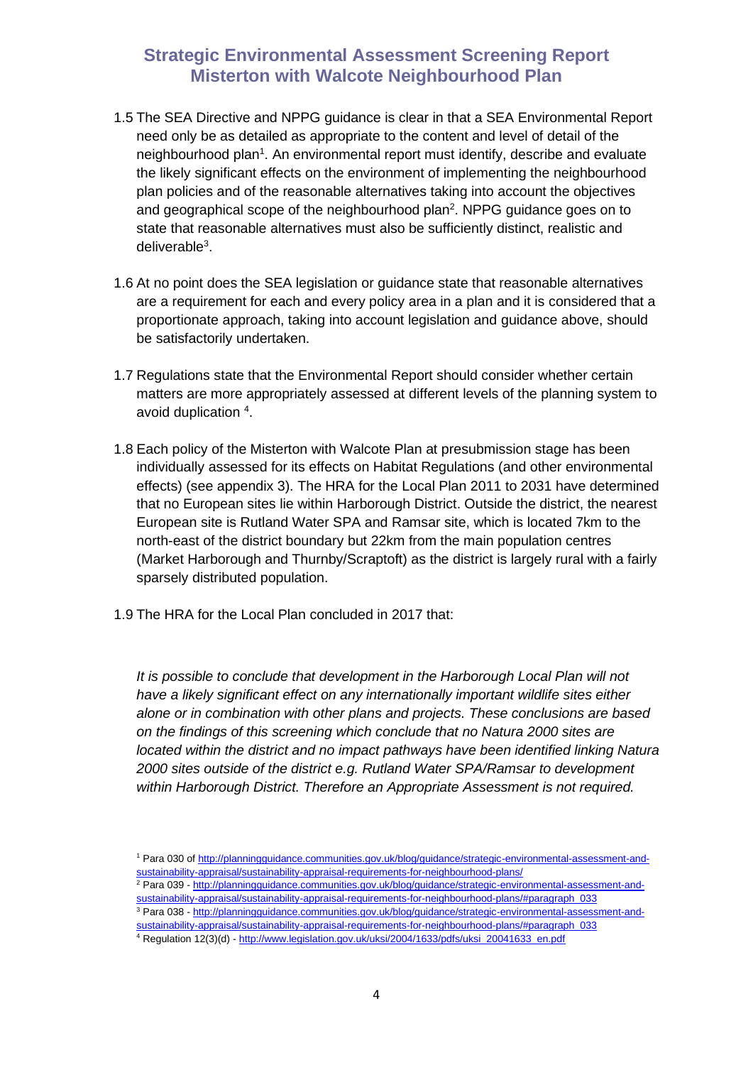1.5 The SEA Directive and NPPG guidance is clear in that a SEA Environmental Report need only be as detailed as appropriate to the content and level of detail of the neighbourhood plan[1]. An environmental report must identify, describe and evaluate the likely significant effects on the environment of implementing the neighbourhood plan policies and of the reasonable alternatives taking into account the objectives and geographical scope of the neighbourhood plan[2]. NPPG guidance goes on to state that reasonable alternatives must also be sufficiently distinct, realistic and deliverable[3].

1.6 At no point does the SEA legislation or guidance state that reasonable alternatives are a requirement for each and every policy area in a plan and it is considered that a proportionate approach, taking into account legislation and guidance above, should be satisfactorily undertaken.

1.7 Regulations state that the Environmental Report should consider whether certain matters are more appropriately assessed at different levels of the planning system to avoid duplication [4].

1.8 Each policy of the Misterton with Walcote Plan at presubmission stage has been individually assessed for its effects on Habitat Regulations (and other environmental effects) (see appendix 3). The HRA for the Local Plan 2011 to 2031 have determined that no European sites lie within Harborough District. Outside the district, the nearest European site is Rutland Water SPA and Ramsar site, which is located 7km to the north-east of the district boundary but 22km from the main population centres (Market Harborough and Thurnby/Scraptoft) as the district is largely rural with a fairly sparsely distributed population.

1.9 The HRA for the Local Plan concluded in 2017 that:

*It is possible to conclude that development in the Harborough Local Plan will not have a likely significant effect on any internationally important wildlife sites either alone or in combination with other plans and projects. These conclusions are based on the findings of this screening which conclude that no Natura 2000 sites are located within the district and no impact pathways have been identified linking Natura 2000 sites outside of the district e.g. Rutland Water SPA/Ramsar to development within Harborough District. Therefore an Appropriate Assessment is not required.*

---

[1] Para 030 of http://planningguidance.communities.gov.uk/blog/guidance/strategic-environmental-assessment-and-sustainability-appraisal/sustainability-appraisal-requirements-for-neighbourhood-plans/

[2] Para 039 - http://planningguidance.communities.gov.uk/blog/guidance/strategic-environmental-assessment-and-sustainability-appraisal/sustainability-appraisal-requirements-for-neighbourhood-plans/#paragraph_033

[3] Para 038 - http://planningguidance.communities.gov.uk/blog/guidance/strategic-environmental-assessment-and-sustainability-appraisal/sustainability-appraisal-requirements-for-neighbourhood-plans/#paragraph_033

[4] Regulation 12(3)(d) - http://www.legislation.gov.uk/uksi/2004/1633/pdfs/uksi_20041633_en.pdf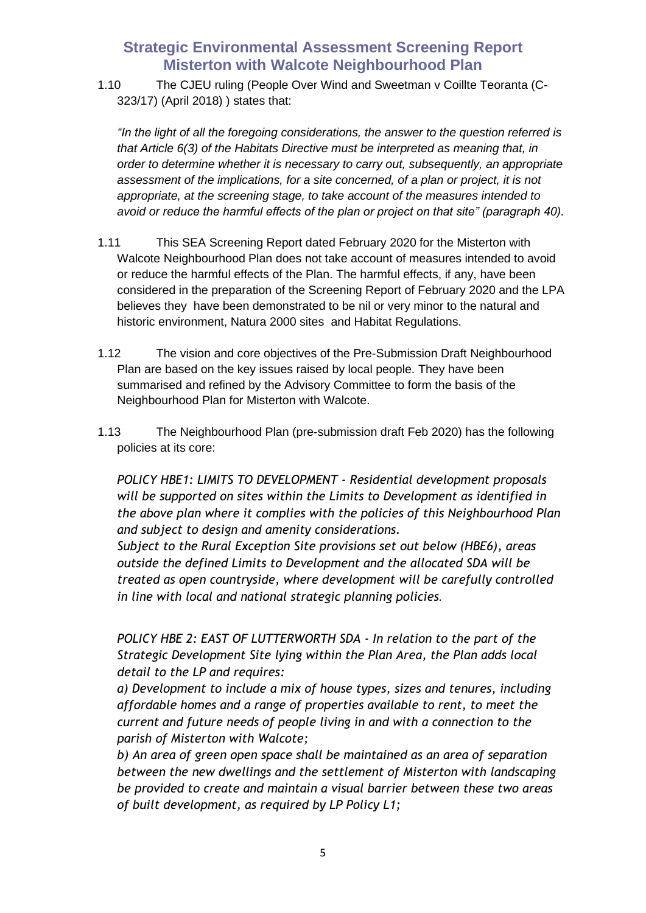1.10 The CJEU ruling (People Over Wind and Sweetman v Coillte Teoranta (C-323/17) (April 2018) ) states that:

*"In the light of all the foregoing considerations, the answer to the question referred is that Article 6(3) of the Habitats Directive must be interpreted as meaning that, in order to determine whether it is necessary to carry out, subsequently, an appropriate assessment of the implications, for a site concerned, of a plan or project, it is not appropriate, at the screening stage, to take account of the measures intended to avoid or reduce the harmful effects of the plan or project on that site" (paragraph 40).*

1.11 This SEA Screening Report dated February 2020 for the Misterton with Walcote Neighbourhood Plan does not take account of measures intended to avoid or reduce the harmful effects of the Plan. The harmful effects, if any, have been considered in the preparation of the Screening Report of February 2020 and the LPA believes they have been demonstrated to be nil or very minor to the natural and historic environment, Natura 2000 sites and Habitat Regulations.

1.12 The vision and core objectives of the Pre-Submission Draft Neighbourhood Plan are based on the key issues raised by local people. They have been summarised and refined by the Advisory Committee to form the basis of the Neighbourhood Plan for Misterton with Walcote.

1.13 The Neighbourhood Plan (pre-submission draft Feb 2020) has the following policies at its core:

*POLICY HBE1: LIMITS TO DEVELOPMENT - Residential development proposals will be supported on sites within the Limits to Development as identified in the above plan where it complies with the policies of this Neighbourhood Plan and subject to design and amenity considerations.*
*Subject to the Rural Exception Site provisions set out below (HBE6), areas outside the defined Limits to Development and the allocated SDA will be treated as open countryside, where development will be carefully controlled in line with local and national strategic planning policies.*

*POLICY HBE 2: EAST OF LUTTERWORTH SDA - In relation to the part of the Strategic Development Site lying within the Plan Area, the Plan adds local detail to the LP and requires:*

*a) Development to include a mix of house types, sizes and tenures, including affordable homes and a range of properties available to rent, to meet the current and future needs of people living in and with a connection to the parish of Misterton with Walcote;*

*b) An area of green open space shall be maintained as an area of separation between the new dwellings and the settlement of Misterton with landscaping be provided to create and maintain a visual barrier between these two areas of built development, as required by LP Policy L1;*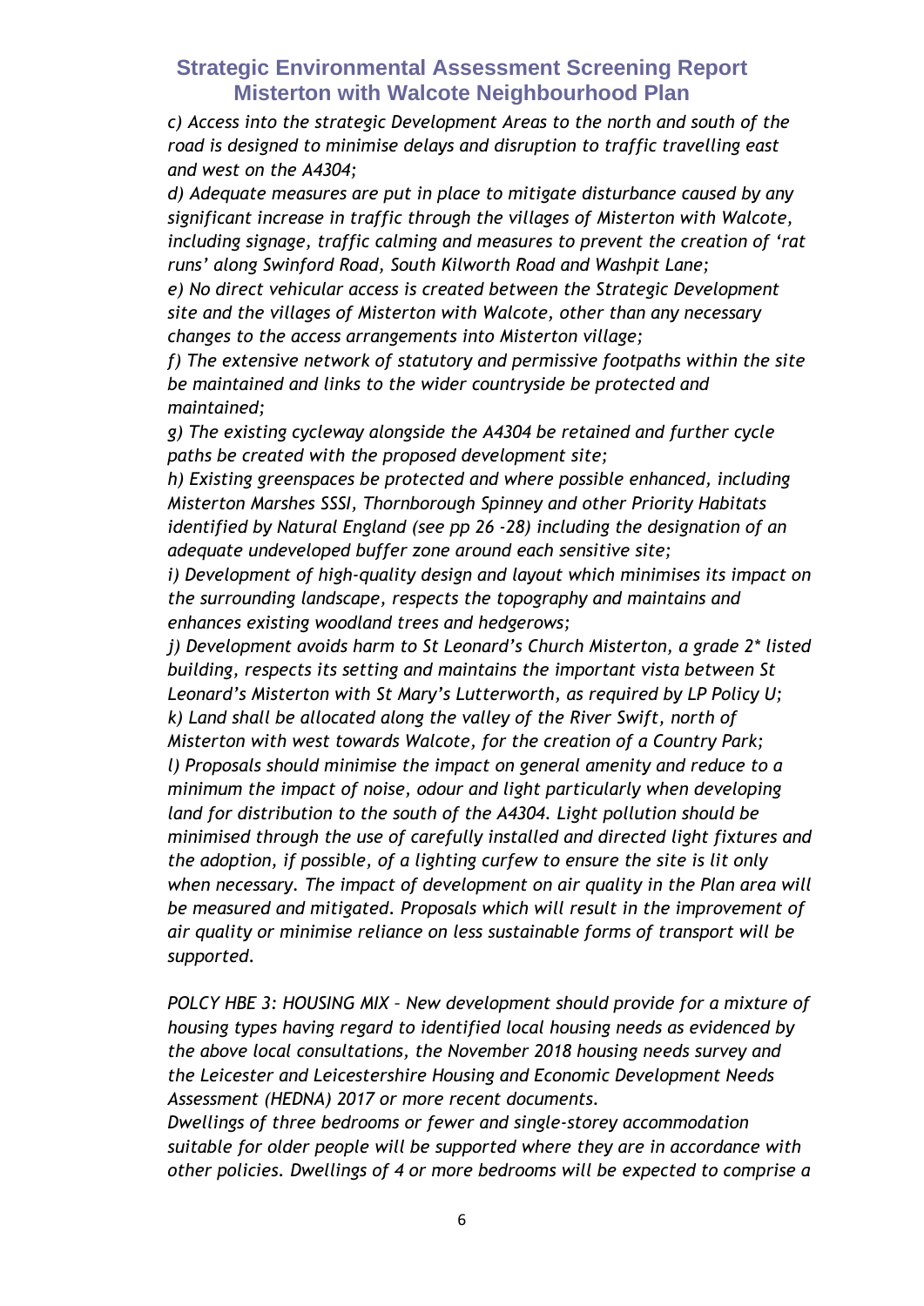*c) Access into the strategic Development Areas to the north and south of the road is designed to minimise delays and disruption to traffic travelling east and west on the A4304;*

*d) Adequate measures are put in place to mitigate disturbance caused by any significant increase in traffic through the villages of Misterton with Walcote, including signage, traffic calming and measures to prevent the creation of 'rat runs' along Swinford Road, South Kilworth Road and Washpit Lane;*

*e) No direct vehicular access is created between the Strategic Development site and the villages of Misterton with Walcote, other than any necessary changes to the access arrangements into Misterton village;*

*f) The extensive network of statutory and permissive footpaths within the site be maintained and links to the wider countryside be protected and maintained;*

*g) The existing cycleway alongside the A4304 be retained and further cycle paths be created with the proposed development site;*

*h) Existing greenspaces be protected and where possible enhanced, including Misterton Marshes SSSI, Thornborough Spinney and other Priority Habitats identified by Natural England (see pp 26 -28) including the designation of an adequate undeveloped buffer zone around each sensitive site;*

*i) Development of high-quality design and layout which minimises its impact on the surrounding landscape, respects the topography and maintains and enhances existing woodland trees and hedgerows;*

*j) Development avoids harm to St Leonard's Church Misterton, a grade 2\* listed building, respects its setting and maintains the important vista between St Leonard's Misterton with St Mary's Lutterworth, as required by LP Policy U;*

*k) Land shall be allocated along the valley of the River Swift, north of Misterton with west towards Walcote, for the creation of a Country Park;*

*l) Proposals should minimise the impact on general amenity and reduce to a minimum the impact of noise, odour and light particularly when developing land for distribution to the south of the A4304. Light pollution should be minimised through the use of carefully installed and directed light fixtures and the adoption, if possible, of a lighting curfew to ensure the site is lit only when necessary. The impact of development on air quality in the Plan area will be measured and mitigated. Proposals which will result in the improvement of air quality or minimise reliance on less sustainable forms of transport will be supported.*

*POLCY HBE 3: HOUSING MIX – New development should provide for a mixture of housing types having regard to identified local housing needs as evidenced by the above local consultations, the November 2018 housing needs survey and the Leicester and Leicestershire Housing and Economic Development Needs Assessment (HEDNA) 2017 or more recent documents.*

*Dwellings of three bedrooms or fewer and single-storey accommodation suitable for older people will be supported where they are in accordance with other policies. Dwellings of 4 or more bedrooms will be expected to comprise a*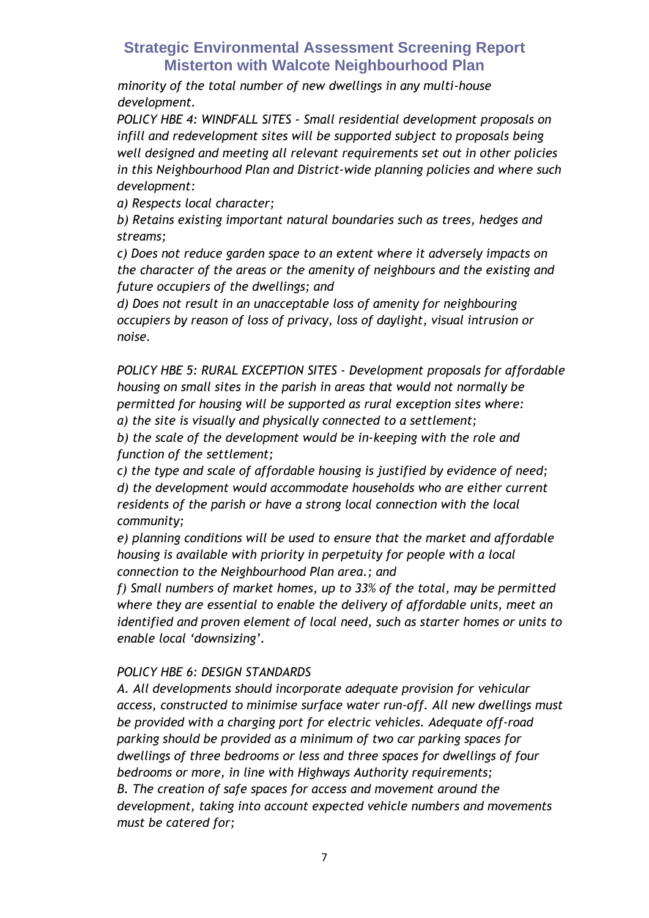*minority of the total number of new dwellings in any multi-house development.*

*POLICY HBE 4: WINDFALL SITES - Small residential development proposals on infill and redevelopment sites will be supported subject to proposals being well designed and meeting all relevant requirements set out in other policies in this Neighbourhood Plan and District-wide planning policies and where such development:*

*a) Respects local character;*

*b) Retains existing important natural boundaries such as trees, hedges and streams;*

*c) Does not reduce garden space to an extent where it adversely impacts on the character of the areas or the amenity of neighbours and the existing and future occupiers of the dwellings; and*

*d) Does not result in an unacceptable loss of amenity for neighbouring occupiers by reason of loss of privacy, loss of daylight, visual intrusion or noise.*

*POLICY HBE 5: RURAL EXCEPTION SITES - Development proposals for affordable housing on small sites in the parish in areas that would not normally be permitted for housing will be supported as rural exception sites where:*

*a) the site is visually and physically connected to a settlement;*

*b) the scale of the development would be in-keeping with the role and function of the settlement;*

*c) the type and scale of affordable housing is justified by evidence of need;*

*d) the development would accommodate households who are either current residents of the parish or have a strong local connection with the local community;*

*e) planning conditions will be used to ensure that the market and affordable housing is available with priority in perpetuity for people with a local connection to the Neighbourhood Plan area.; and*

*f) Small numbers of market homes, up to 33% of the total, may be permitted where they are essential to enable the delivery of affordable units, meet an identified and proven element of local need, such as starter homes or units to enable local 'downsizing'.*

*POLICY HBE 6: DESIGN STANDARDS*

*A. All developments should incorporate adequate provision for vehicular access, constructed to minimise surface water run-off. All new dwellings must be provided with a charging port for electric vehicles. Adequate off-road parking should be provided as a minimum of two car parking spaces for dwellings of three bedrooms or less and three spaces for dwellings of four bedrooms or more, in line with Highways Authority requirements;*

*B. The creation of safe spaces for access and movement around the development, taking into account expected vehicle numbers and movements must be catered for;*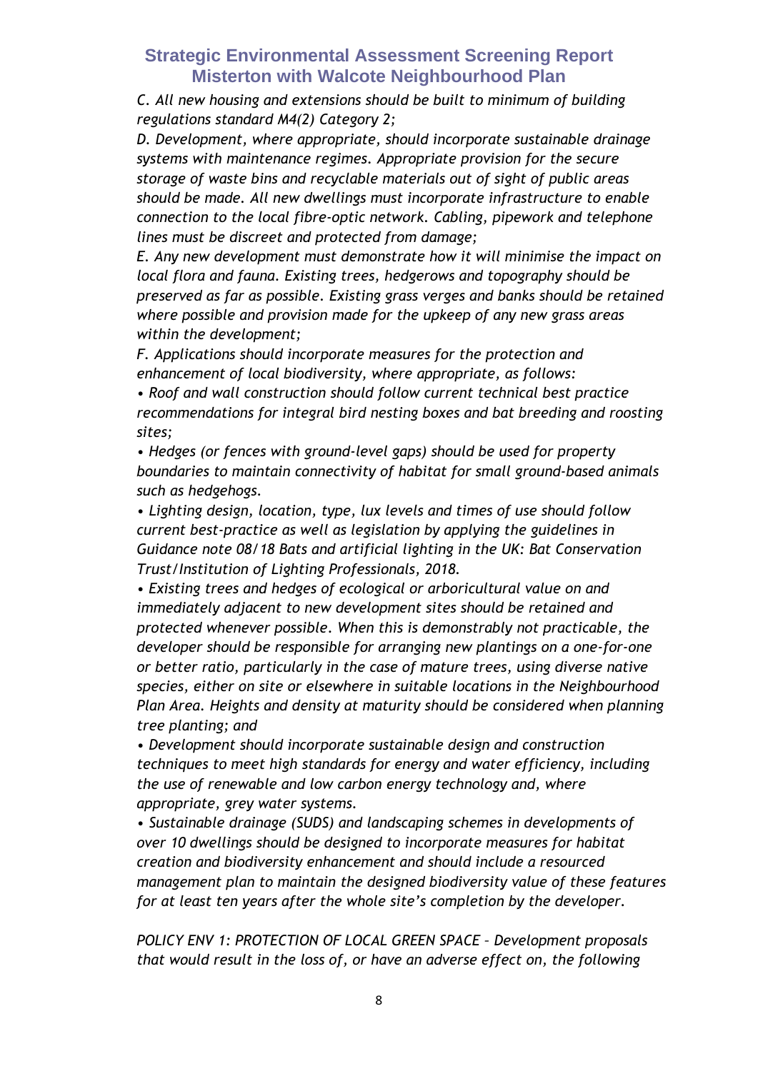*C. All new housing and extensions should be built to minimum of building regulations standard M4(2) Category 2;*

*D. Development, where appropriate, should incorporate sustainable drainage systems with maintenance regimes. Appropriate provision for the secure storage of waste bins and recyclable materials out of sight of public areas should be made. All new dwellings must incorporate infrastructure to enable connection to the local fibre-optic network. Cabling, pipework and telephone lines must be discreet and protected from damage;*

*E. Any new development must demonstrate how it will minimise the impact on local flora and fauna. Existing trees, hedgerows and topography should be preserved as far as possible. Existing grass verges and banks should be retained where possible and provision made for the upkeep of any new grass areas within the development;*

*F. Applications should incorporate measures for the protection and enhancement of local biodiversity, where appropriate, as follows:*

- *Roof and wall construction should follow current technical best practice recommendations for integral bird nesting boxes and bat breeding and roosting sites;*
- *Hedges (or fences with ground-level gaps) should be used for property boundaries to maintain connectivity of habitat for small ground-based animals such as hedgehogs.*
- *Lighting design, location, type, lux levels and times of use should follow current best-practice as well as legislation by applying the guidelines in Guidance note 08/18 Bats and artificial lighting in the UK: Bat Conservation Trust/Institution of Lighting Professionals, 2018.*
- *Existing trees and hedges of ecological or arboricultural value on and immediately adjacent to new development sites should be retained and protected whenever possible. When this is demonstrably not practicable, the developer should be responsible for arranging new plantings on a one-for-one or better ratio, particularly in the case of mature trees, using diverse native species, either on site or elsewhere in suitable locations in the Neighbourhood Plan Area. Heights and density at maturity should be considered when planning tree planting; and*
- *Development should incorporate sustainable design and construction techniques to meet high standards for energy and water efficiency, including the use of renewable and low carbon energy technology and, where appropriate, grey water systems.*
- *Sustainable drainage (SUDS) and landscaping schemes in developments of over 10 dwellings should be designed to incorporate measures for habitat creation and biodiversity enhancement and should include a resourced management plan to maintain the designed biodiversity value of these features for at least ten years after the whole site's completion by the developer.*

*POLICY ENV 1: PROTECTION OF LOCAL GREEN SPACE – Development proposals that would result in the loss of, or have an adverse effect on, the following*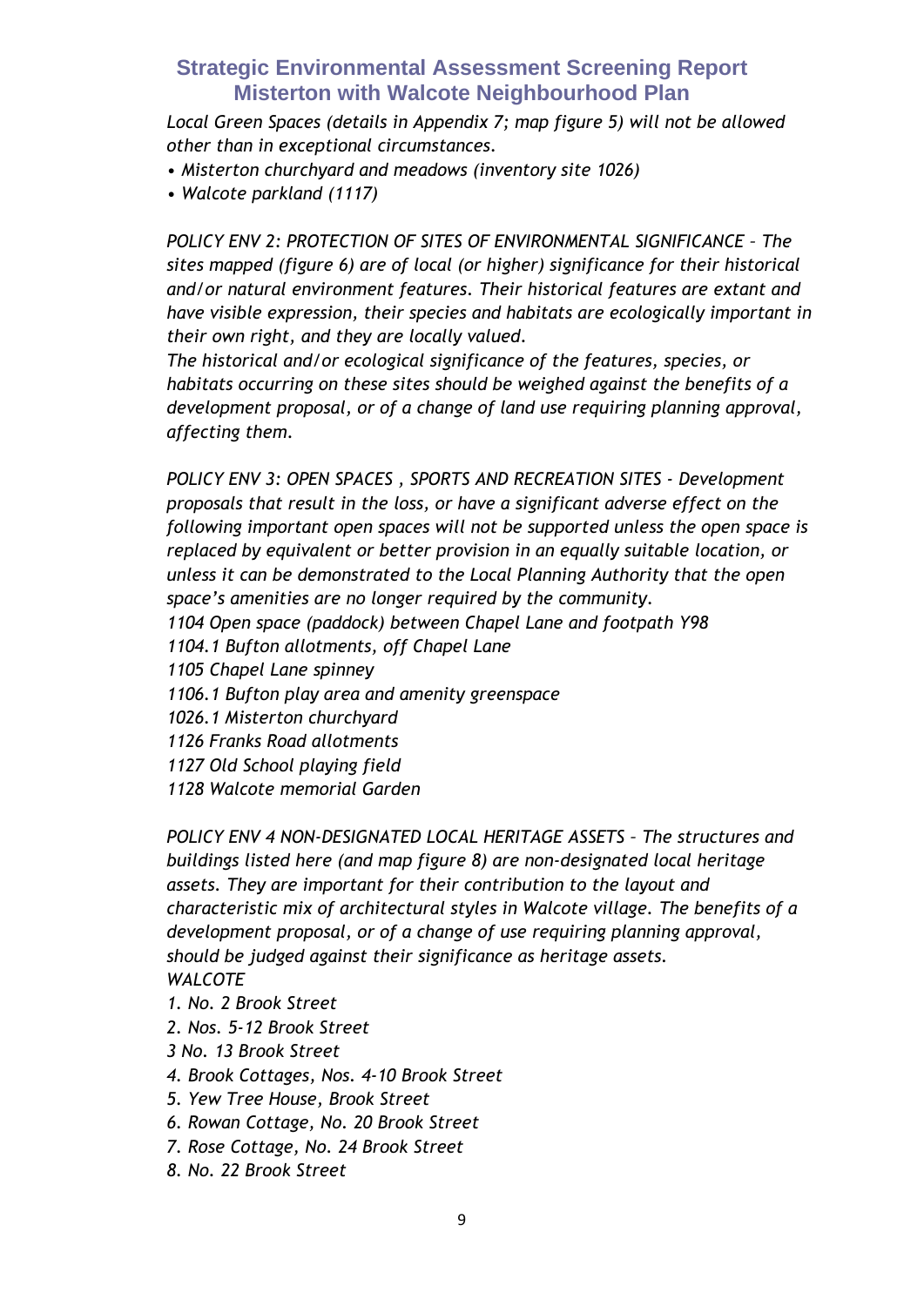*Local Green Spaces (details in Appendix 7; map figure 5) will not be allowed other than in exceptional circumstances.*

- *Misterton churchyard and meadows (inventory site 1026)*
- *Walcote parkland (1117)*

*POLICY ENV 2: PROTECTION OF SITES OF ENVIRONMENTAL SIGNIFICANCE – The sites mapped (figure 6) are of local (or higher) significance for their historical and/or natural environment features. Their historical features are extant and have visible expression, their species and habitats are ecologically important in their own right, and they are locally valued.*
*The historical and/or ecological significance of the features, species, or habitats occurring on these sites should be weighed against the benefits of a development proposal, or of a change of land use requiring planning approval, affecting them.*

*POLICY ENV 3: OPEN SPACES , SPORTS AND RECREATION SITES - Development proposals that result in the loss, or have a significant adverse effect on the following important open spaces will not be supported unless the open space is replaced by equivalent or better provision in an equally suitable location, or unless it can be demonstrated to the Local Planning Authority that the open space's amenities are no longer required by the community.*
*1104 Open space (paddock) between Chapel Lane and footpath Y98*
*1104.1 Bufton allotments, off Chapel Lane*
*1105 Chapel Lane spinney*
*1106.1 Bufton play area and amenity greenspace*
*1026.1 Misterton churchyard*
*1126 Franks Road allotments*
*1127 Old School playing field*
*1128 Walcote memorial Garden*

*POLICY ENV 4 NON-DESIGNATED LOCAL HERITAGE ASSETS – The structures and buildings listed here (and map figure 8) are non-designated local heritage assets. They are important for their contribution to the layout and characteristic mix of architectural styles in Walcote village. The benefits of a development proposal, or of a change of use requiring planning approval, should be judged against their significance as heritage assets.*
*WALCOTE*
*1. No. 2 Brook Street*
*2. Nos. 5-12 Brook Street*
*3 No. 13 Brook Street*
*4. Brook Cottages, Nos. 4-10 Brook Street*
*5. Yew Tree House, Brook Street*
*6. Rowan Cottage, No. 20 Brook Street*
*7. Rose Cottage, No. 24 Brook Street*
*8. No. 22 Brook Street*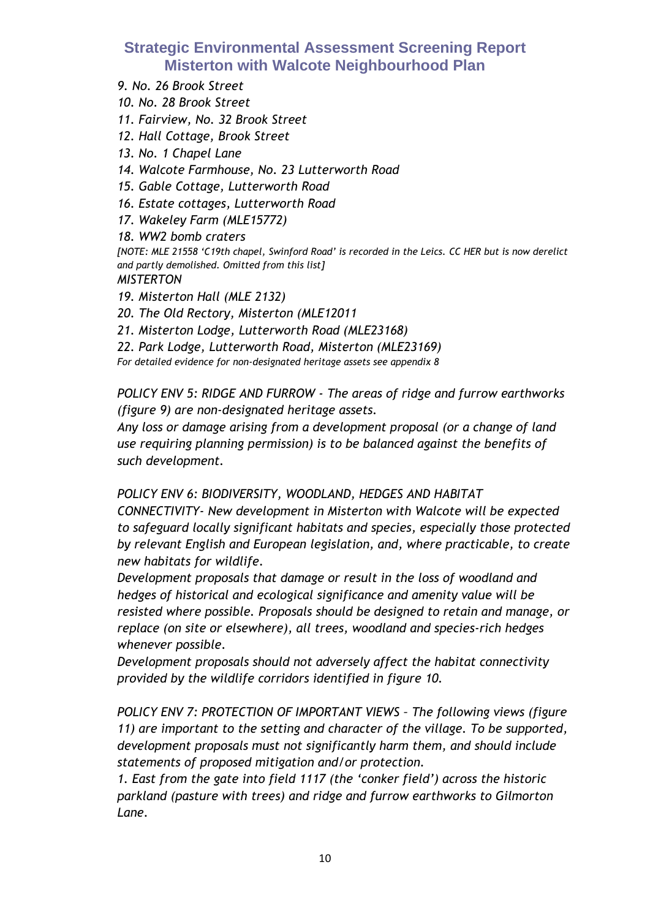*9. No. 26 Brook Street*

*10. No. 28 Brook Street*

*11. Fairview, No. 32 Brook Street*

*12. Hall Cottage, Brook Street*

*13. No. 1 Chapel Lane*

*14. Walcote Farmhouse, No. 23 Lutterworth Road*

*15. Gable Cottage, Lutterworth Road*

*16. Estate cottages, Lutterworth Road*

*17. Wakeley Farm (MLE15772)*

*18. WW2 bomb craters*

*[NOTE: MLE 21558 'C19th chapel, Swinford Road' is recorded in the Leics. CC HER but is now derelict and partly demolished. Omitted from this list]*

*MISTERTON*

*19. Misterton Hall (MLE 2132)*

*20. The Old Rectory, Misterton (MLE12011*

*21. Misterton Lodge, Lutterworth Road (MLE23168)*

*22. Park Lodge, Lutterworth Road, Misterton (MLE23169)*

*For detailed evidence for non-designated heritage assets see appendix 8*

*POLICY ENV 5: RIDGE AND FURROW - The areas of ridge and furrow earthworks (figure 9) are non-designated heritage assets.*

*Any loss or damage arising from a development proposal (or a change of land use requiring planning permission) is to be balanced against the benefits of such development.*

*POLICY ENV 6: BIODIVERSITY, WOODLAND, HEDGES AND HABITAT CONNECTIVITY- New development in Misterton with Walcote will be expected to safeguard locally significant habitats and species, especially those protected by relevant English and European legislation, and, where practicable, to create new habitats for wildlife.*

*Development proposals that damage or result in the loss of woodland and hedges of historical and ecological significance and amenity value will be resisted where possible. Proposals should be designed to retain and manage, or replace (on site or elsewhere), all trees, woodland and species-rich hedges whenever possible.*

*Development proposals should not adversely affect the habitat connectivity provided by the wildlife corridors identified in figure 10.*

*POLICY ENV 7: PROTECTION OF IMPORTANT VIEWS – The following views (figure 11) are important to the setting and character of the village. To be supported, development proposals must not significantly harm them, and should include statements of proposed mitigation and/or protection.*

*1. East from the gate into field 1117 (the 'conker field') across the historic parkland (pasture with trees) and ridge and furrow earthworks to Gilmorton Lane.*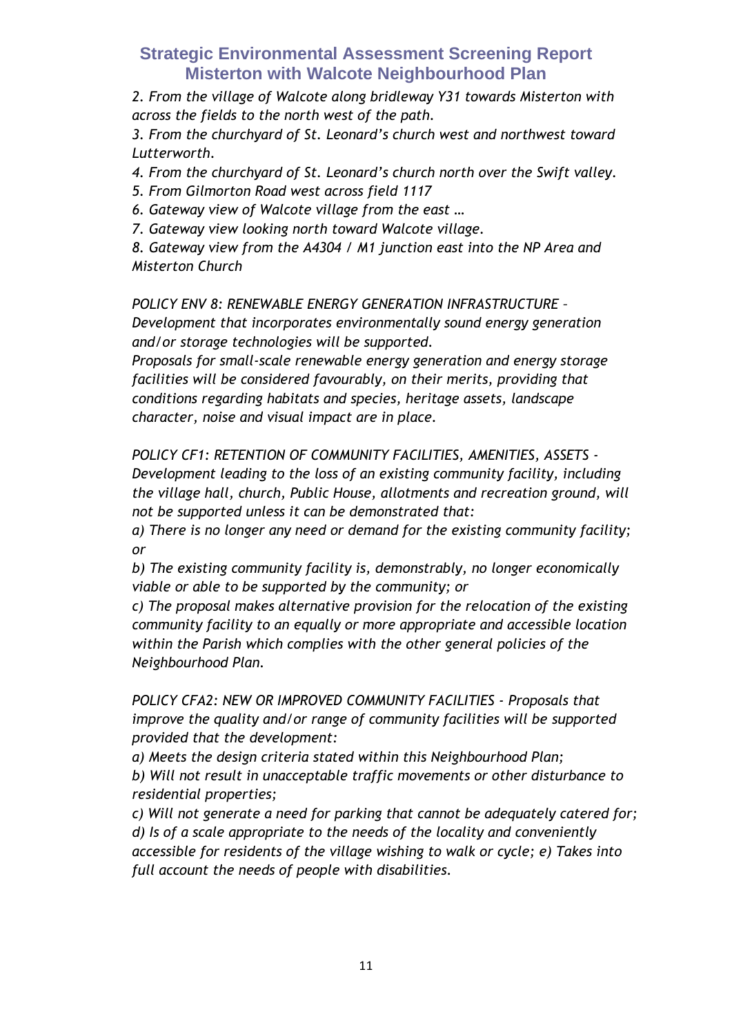*2. From the village of Walcote along bridleway Y31 towards Misterton with across the fields to the north west of the path.*

*3. From the churchyard of St. Leonard's church west and northwest toward Lutterworth.*

*4. From the churchyard of St. Leonard's church north over the Swift valley.*

*5. From Gilmorton Road west across field 1117*

*6. Gateway view of Walcote village from the east …*

*7. Gateway view looking north toward Walcote village.*

*8. Gateway view from the A4304 / M1 junction east into the NP Area and Misterton Church*

*POLICY ENV 8: RENEWABLE ENERGY GENERATION INFRASTRUCTURE – Development that incorporates environmentally sound energy generation and/or storage technologies will be supported.*

*Proposals for small-scale renewable energy generation and energy storage facilities will be considered favourably, on their merits, providing that conditions regarding habitats and species, heritage assets, landscape character, noise and visual impact are in place.*

*POLICY CF1: RETENTION OF COMMUNITY FACILITIES, AMENITIES, ASSETS - Development leading to the loss of an existing community facility, including the village hall, church, Public House, allotments and recreation ground, will not be supported unless it can be demonstrated that:*

*a) There is no longer any need or demand for the existing community facility; or*

*b) The existing community facility is, demonstrably, no longer economically viable or able to be supported by the community; or*

*c) The proposal makes alternative provision for the relocation of the existing community facility to an equally or more appropriate and accessible location within the Parish which complies with the other general policies of the Neighbourhood Plan.*

*POLICY CFA2: NEW OR IMPROVED COMMUNITY FACILITIES - Proposals that improve the quality and/or range of community facilities will be supported provided that the development:*

*a) Meets the design criteria stated within this Neighbourhood Plan;*

*b) Will not result in unacceptable traffic movements or other disturbance to residential properties;*

*c) Will not generate a need for parking that cannot be adequately catered for;*

*d) Is of a scale appropriate to the needs of the locality and conveniently accessible for residents of the village wishing to walk or cycle; e) Takes into full account the needs of people with disabilities.*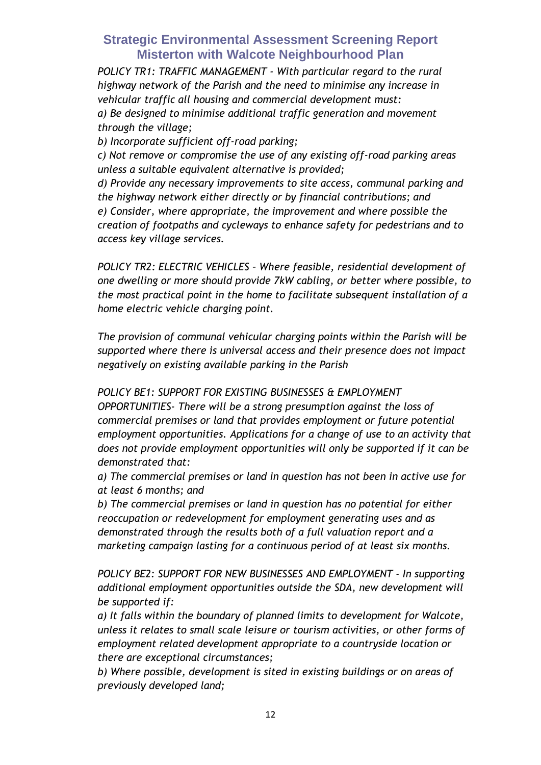*POLICY TR1: TRAFFIC MANAGEMENT - With particular regard to the rural highway network of the Parish and the need to minimise any increase in vehicular traffic all housing and commercial development must:*

*a) Be designed to minimise additional traffic generation and movement through the village;*

*b) Incorporate sufficient off-road parking;*

*c) Not remove or compromise the use of any existing off-road parking areas unless a suitable equivalent alternative is provided;*

*d) Provide any necessary improvements to site access, communal parking and the highway network either directly or by financial contributions; and*

*e) Consider, where appropriate, the improvement and where possible the creation of footpaths and cycleways to enhance safety for pedestrians and to access key village services.*

*POLICY TR2: ELECTRIC VEHICLES – Where feasible, residential development of one dwelling or more should provide 7kW cabling, or better where possible, to the most practical point in the home to facilitate subsequent installation of a home electric vehicle charging point.*

*The provision of communal vehicular charging points within the Parish will be supported where there is universal access and their presence does not impact negatively on existing available parking in the Parish*

*POLICY BE1: SUPPORT FOR EXISTING BUSINESSES & EMPLOYMENT OPPORTUNITIES- There will be a strong presumption against the loss of commercial premises or land that provides employment or future potential employment opportunities. Applications for a change of use to an activity that does not provide employment opportunities will only be supported if it can be demonstrated that:*

*a) The commercial premises or land in question has not been in active use for at least 6 months; and*

*b) The commercial premises or land in question has no potential for either reoccupation or redevelopment for employment generating uses and as demonstrated through the results both of a full valuation report and a marketing campaign lasting for a continuous period of at least six months.*

*POLICY BE2: SUPPORT FOR NEW BUSINESSES AND EMPLOYMENT - In supporting additional employment opportunities outside the SDA, new development will be supported if:*

*a) It falls within the boundary of planned limits to development for Walcote, unless it relates to small scale leisure or tourism activities, or other forms of employment related development appropriate to a countryside location or there are exceptional circumstances;*

*b) Where possible, development is sited in existing buildings or on areas of previously developed land;*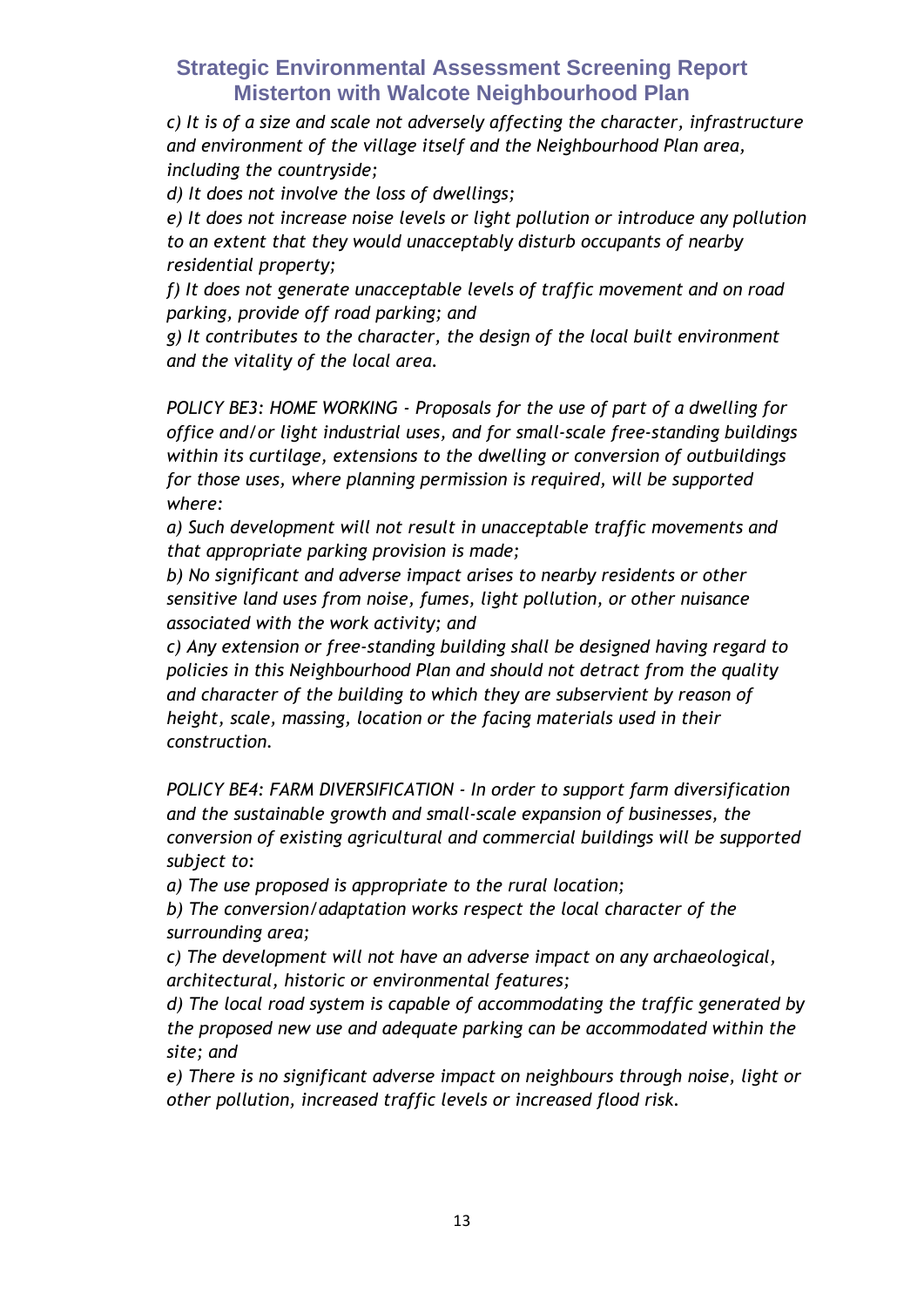*c) It is of a size and scale not adversely affecting the character, infrastructure and environment of the village itself and the Neighbourhood Plan area, including the countryside;*

*d) It does not involve the loss of dwellings;*

*e) It does not increase noise levels or light pollution or introduce any pollution to an extent that they would unacceptably disturb occupants of nearby residential property;*

*f) It does not generate unacceptable levels of traffic movement and on road parking, provide off road parking; and*

*g) It contributes to the character, the design of the local built environment and the vitality of the local area.*

*POLICY BE3: HOME WORKING - Proposals for the use of part of a dwelling for office and/or light industrial uses, and for small-scale free-standing buildings within its curtilage, extensions to the dwelling or conversion of outbuildings for those uses, where planning permission is required, will be supported where:*

*a) Such development will not result in unacceptable traffic movements and that appropriate parking provision is made;*

*b) No significant and adverse impact arises to nearby residents or other sensitive land uses from noise, fumes, light pollution, or other nuisance associated with the work activity; and*

*c) Any extension or free-standing building shall be designed having regard to policies in this Neighbourhood Plan and should not detract from the quality and character of the building to which they are subservient by reason of height, scale, massing, location or the facing materials used in their construction.*

*POLICY BE4: FARM DIVERSIFICATION - In order to support farm diversification and the sustainable growth and small-scale expansion of businesses, the conversion of existing agricultural and commercial buildings will be supported subject to:*

*a) The use proposed is appropriate to the rural location;*

*b) The conversion/adaptation works respect the local character of the surrounding area;*

*c) The development will not have an adverse impact on any archaeological, architectural, historic or environmental features;*

*d) The local road system is capable of accommodating the traffic generated by the proposed new use and adequate parking can be accommodated within the site; and*

*e) There is no significant adverse impact on neighbours through noise, light or other pollution, increased traffic levels or increased flood risk.*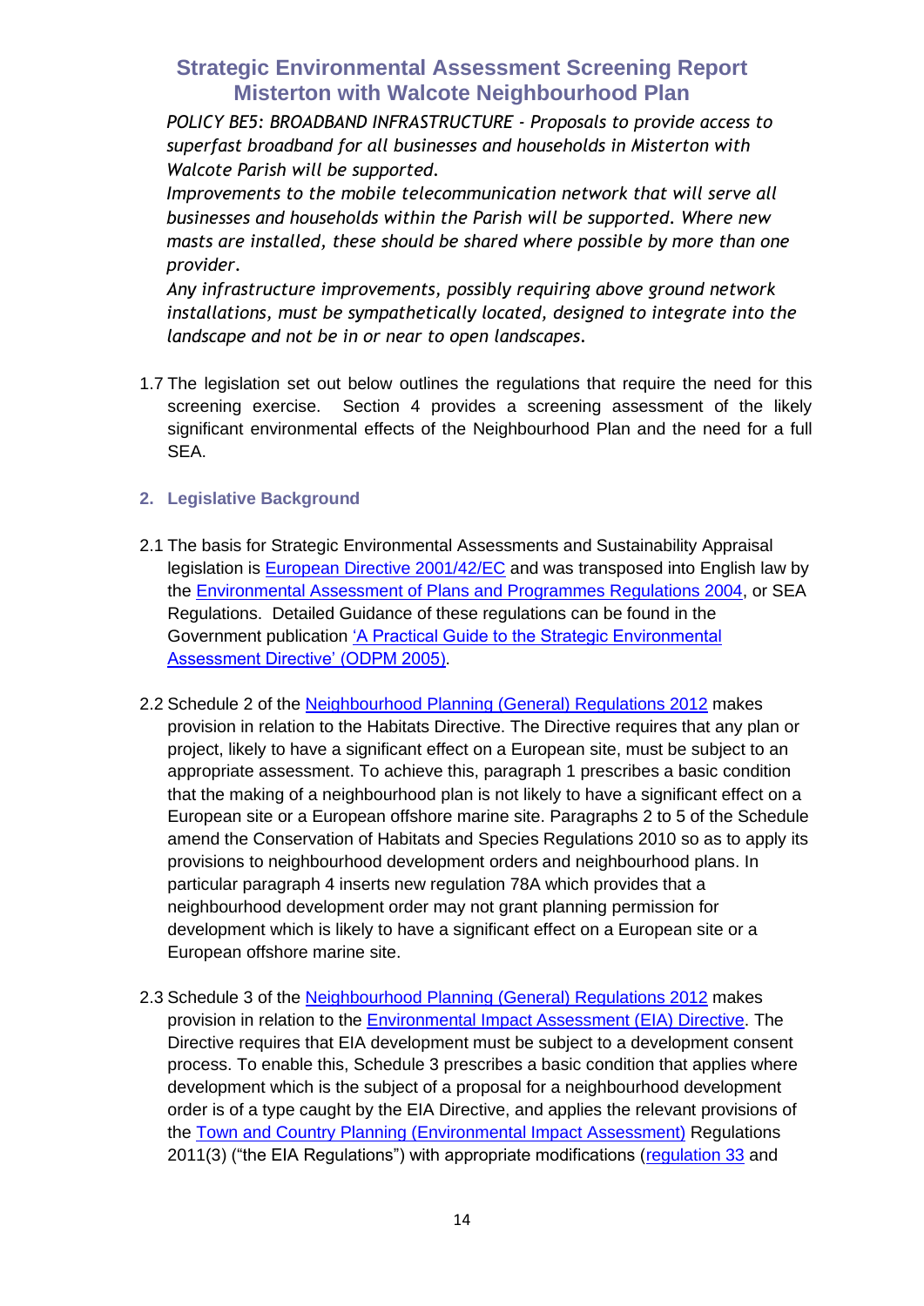*POLICY BE5: BROADBAND INFRASTRUCTURE - Proposals to provide access to superfast broadband for all businesses and households in Misterton with Walcote Parish will be supported.*

*Improvements to the mobile telecommunication network that will serve all businesses and households within the Parish will be supported. Where new masts are installed, these should be shared where possible by more than one provider.*

*Any infrastructure improvements, possibly requiring above ground network installations, must be sympathetically located, designed to integrate into the landscape and not be in or near to open landscapes.*

1.7 The legislation set out below outlines the regulations that require the need for this screening exercise. Section 4 provides a screening assessment of the likely significant environmental effects of the Neighbourhood Plan and the need for a full SEA.

## 2. Legislative Background

2.1 The basis for Strategic Environmental Assessments and Sustainability Appraisal legislation is European Directive 2001/42/EC and was transposed into English law by the Environmental Assessment of Plans and Programmes Regulations 2004, or SEA Regulations. Detailed Guidance of these regulations can be found in the Government publication 'A Practical Guide to the Strategic Environmental Assessment Directive' (ODPM 2005).

2.2 Schedule 2 of the Neighbourhood Planning (General) Regulations 2012 makes provision in relation to the Habitats Directive. The Directive requires that any plan or project, likely to have a significant effect on a European site, must be subject to an appropriate assessment. To achieve this, paragraph 1 prescribes a basic condition that the making of a neighbourhood plan is not likely to have a significant effect on a European site or a European offshore marine site. Paragraphs 2 to 5 of the Schedule amend the Conservation of Habitats and Species Regulations 2010 so as to apply its provisions to neighbourhood development orders and neighbourhood plans. In particular paragraph 4 inserts new regulation 78A which provides that a neighbourhood development order may not grant planning permission for development which is likely to have a significant effect on a European site or a European offshore marine site.

2.3 Schedule 3 of the Neighbourhood Planning (General) Regulations 2012 makes provision in relation to the Environmental Impact Assessment (EIA) Directive. The Directive requires that EIA development must be subject to a development consent process. To enable this, Schedule 3 prescribes a basic condition that applies where development which is the subject of a proposal for a neighbourhood development order is of a type caught by the EIA Directive, and applies the relevant provisions of the Town and Country Planning (Environmental Impact Assessment) Regulations 2011(3) ("the EIA Regulations") with appropriate modifications (regulation 33 and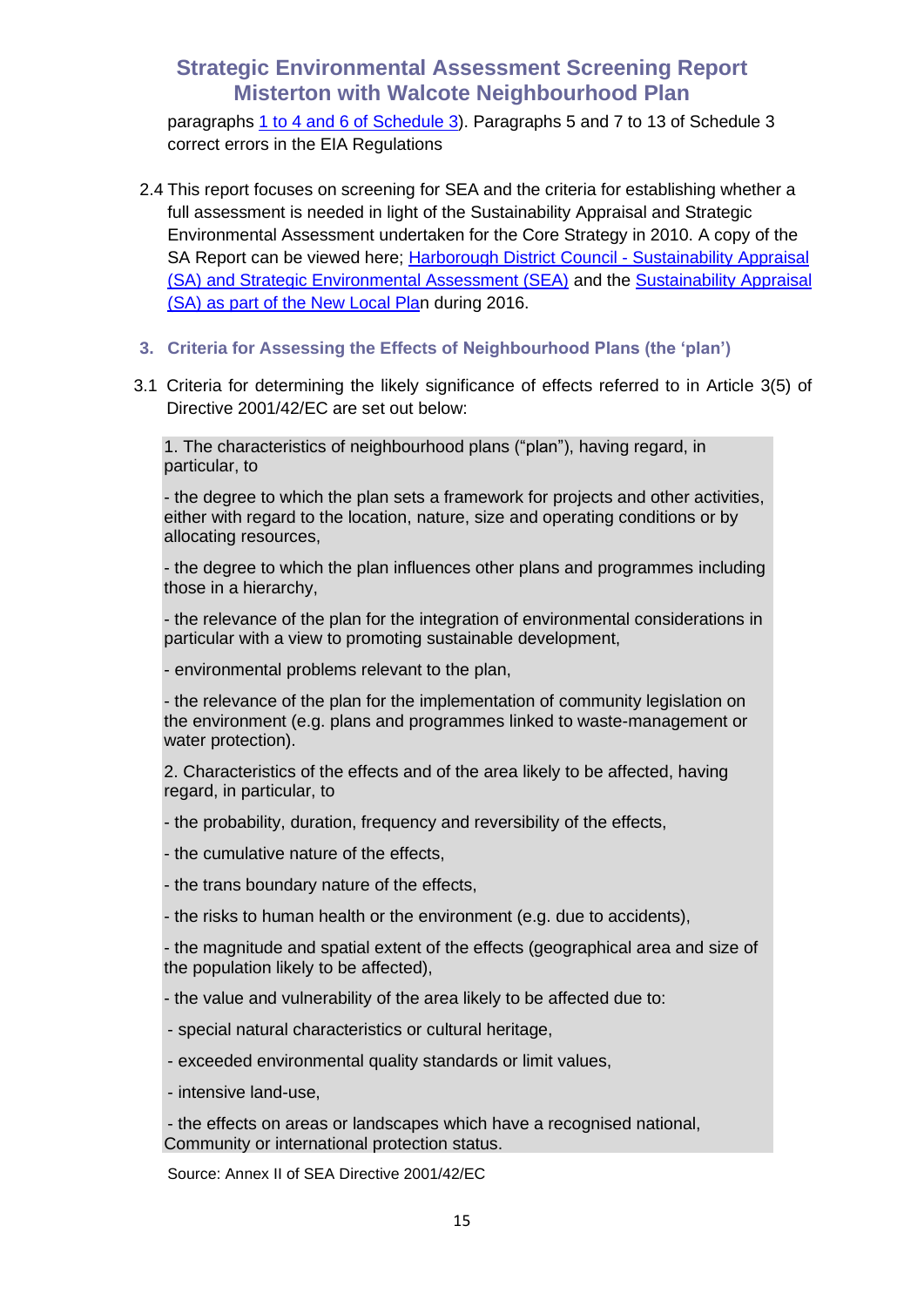paragraphs [1 to 4 and 6 of Schedule 3]). Paragraphs 5 and 7 to 13 of Schedule 3 correct errors in the EIA Regulations

2.4 This report focuses on screening for SEA and the criteria for establishing whether a full assessment is needed in light of the Sustainability Appraisal and Strategic Environmental Assessment undertaken for the Core Strategy in 2010. A copy of the SA Report can be viewed here; [Harborough District Council - Sustainability Appraisal (SA) and Strategic Environmental Assessment (SEA)] and the [Sustainability Appraisal (SA) as part of the New Local Plan] during 2016.

## 3. Criteria for Assessing the Effects of Neighbourhood Plans (the 'plan')

3.1 Criteria for determining the likely significance of effects referred to in Article 3(5) of Directive 2001/42/EC are set out below:

1. The characteristics of neighbourhood plans ("plan"), having regard, in particular, to

- the degree to which the plan sets a framework for projects and other activities, either with regard to the location, nature, size and operating conditions or by allocating resources,
- the degree to which the plan influences other plans and programmes including those in a hierarchy,
- the relevance of the plan for the integration of environmental considerations in particular with a view to promoting sustainable development,
- environmental problems relevant to the plan,
- the relevance of the plan for the implementation of community legislation on the environment (e.g. plans and programmes linked to waste-management or water protection).

2. Characteristics of the effects and of the area likely to be affected, having regard, in particular, to

- the probability, duration, frequency and reversibility of the effects,
- the cumulative nature of the effects,
- the trans boundary nature of the effects,
- the risks to human health or the environment (e.g. due to accidents),
- the magnitude and spatial extent of the effects (geographical area and size of the population likely to be affected),
- the value and vulnerability of the area likely to be affected due to:
- special natural characteristics or cultural heritage,
- exceeded environmental quality standards or limit values,
- intensive land-use,
- the effects on areas or landscapes which have a recognised national, Community or international protection status.

Source: Annex II of SEA Directive 2001/42/EC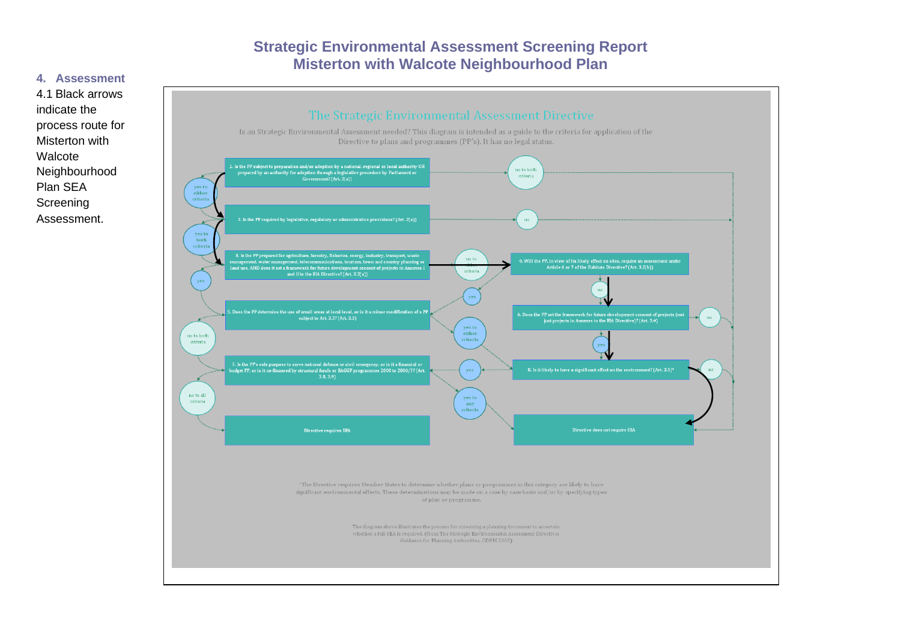# Strategic Environmental Assessment Screening Report
# Misterton with Walcote Neighbourhood Plan

## 4. Assessment

4.1 Black arrows indicate the process route for Misterton with Walcote Neighbourhood Plan SEA Screening Assessment.

### The Strategic Environmental Assessment Directive

Is an Strategic Environmental Assessment needed? This diagram is intended as a guide to the criteria for application of the Directive to plans and programmes (PP's). It has no legal status.

1. Is the PP subject to preparation and/or adoption by a national, regional or local authority OR prepared by an authority for adoption through a legislative procedure by Parliament or Government? (Art. 2(a))
   - no to both criteria → Directive does not require SEA
   - yes to either criteria → 2

2. Is the PP required by legislative, regulatory or administrative provisions? (Art. 2(a))
   - no → Directive does not require SEA
   - yes to both criteria → 3

3. Is the PP prepared for agriculture, forestry, fisheries, energy, industry, transport, waste management, water management, telecommunications, tourism, town and country planning or land use, AND does it set a framework for future development consent of projects in Annexes I and II to the EIA Directive? (Art. 3.2(a))
   - no to either criteria → 4
   - yes → 5

4. Will the PP, in view of its likely effect on sites, require an assessment under Article 6 or 7 of the Habitats Directive? (Art. 3.2(b))
   - yes → 5
   - no → 6

5. Does the PP determine the use of small areas at local level, or is it a minor modification of a PP subject to Art. 3.2? (Art. 3.3)
   - no to both criteria → 7
   - yes to either criteria → 8

6. Does the PP set the framework for future development consent of projects (not just projects in Annexes to the EIA Directive)? (Art. 3.4)
   - no → Directive does not require SEA
   - yes → 8

7. Is the PP's sole purpose to serve national defence or civil emergency, or is it a financial or budget PP, or is it co-financed by structural funds or EAGGF programmes 2000 to 2006/7? (Art. 3.8, 3.9)
   - no to all criteria → Directive requires SEA
   - yes to any criteria → Directive does not require SEA

8. Is it likely to have a significant effect on the environment? (Art. 3.5)*
   - yes → 7
   - no → Directive does not require SEA

Directive requires SEA

Directive does not require SEA

*The Directive requires Member States to determine whether plans or programmes in this category are likely to have significant environmental effects. These determinations may be made on a case by case basis and/or by specifying types of plan or programme.

The diagram above illustrates the process for screening a planning document to ascertain whether a full SEA is required. (From The Strategic Environmental Assessment Directive: Guidance for Planning Authorities, ODPM 2005)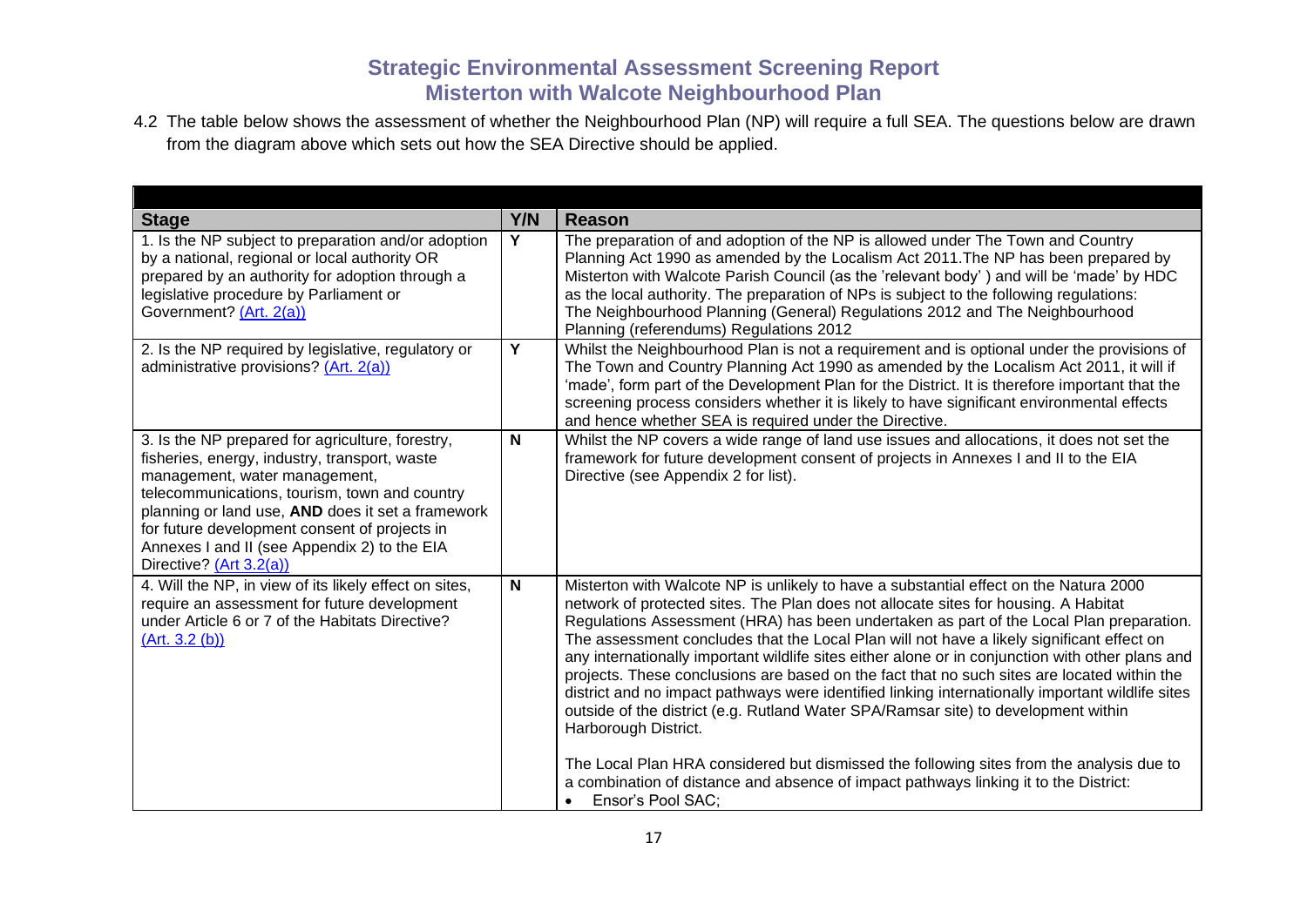# Strategic Environmental Assessment Screening Report
## Misterton with Walcote Neighbourhood Plan

4.2 The table below shows the assessment of whether the Neighbourhood Plan (NP) will require a full SEA. The questions below are drawn from the diagram above which sets out how the SEA Directive should be applied.

| Stage | Y/N | Reason |
|---|---|---|
| 1. Is the NP subject to preparation and/or adoption by a national, regional or local authority OR prepared by an authority for adoption through a legislative procedure by Parliament or Government? (Art. 2(a)) | Y | The preparation of and adoption of the NP is allowed under The Town and Country Planning Act 1990 as amended by the Localism Act 2011.The NP has been prepared by Misterton with Walcote Parish Council (as the 'relevant body' ) and will be 'made' by HDC as the local authority. The preparation of NPs is subject to the following regulations: The Neighbourhood Planning (General) Regulations 2012 and The Neighbourhood Planning (referendums) Regulations 2012 |
| 2. Is the NP required by legislative, regulatory or administrative provisions? (Art. 2(a)) | Y | Whilst the Neighbourhood Plan is not a requirement and is optional under the provisions of The Town and Country Planning Act 1990 as amended by the Localism Act 2011, it will if 'made', form part of the Development Plan for the District. It is therefore important that the screening process considers whether it is likely to have significant environmental effects and hence whether SEA is required under the Directive. |
| 3. Is the NP prepared for agriculture, forestry, fisheries, energy, industry, transport, waste management, water management, telecommunications, tourism, town and country planning or land use, **AND** does it set a framework for future development consent of projects in Annexes I and II (see Appendix 2) to the EIA Directive? (Art 3.2(a)) | N | Whilst the NP covers a wide range of land use issues and allocations, it does not set the framework for future development consent of projects in Annexes I and II to the EIA Directive (see Appendix 2 for list). |
| 4. Will the NP, in view of its likely effect on sites, require an assessment for future development under Article 6 or 7 of the Habitats Directive? (Art. 3.2 (b)) | N | Misterton with Walcote NP is unlikely to have a substantial effect on the Natura 2000 network of protected sites. The Plan does not allocate sites for housing. A Habitat Regulations Assessment (HRA) has been undertaken as part of the Local Plan preparation. The assessment concludes that the Local Plan will not have a likely significant effect on any internationally important wildlife sites either alone or in conjunction with other plans and projects. These conclusions are based on the fact that no such sites are located within the district and no impact pathways were identified linking internationally important wildlife sites outside of the district (e.g. Rutland Water SPA/Ramsar site) to development within Harborough District.<br><br>The Local Plan HRA considered but dismissed the following sites from the analysis due to a combination of distance and absence of impact pathways linking it to the District:<br>• Ensor's Pool SAC; |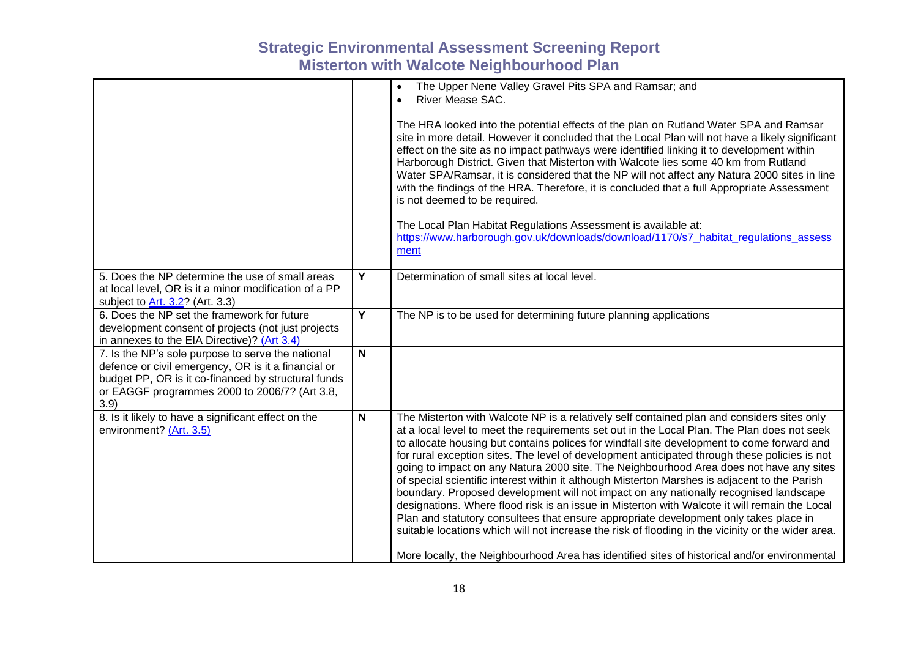| | | |
|---|---|---|
| | | • The Upper Nene Valley Gravel Pits SPA and Ramsar; and<br>• River Mease SAC.<br><br>The HRA looked into the potential effects of the plan on Rutland Water SPA and Ramsar site in more detail. However it concluded that the Local Plan will not have a likely significant effect on the site as no impact pathways were identified linking it to development within Harborough District. Given that Misterton with Walcote lies some 40 km from Rutland Water SPA/Ramsar, it is considered that the NP will not affect any Natura 2000 sites in line with the findings of the HRA. Therefore, it is concluded that a full Appropriate Assessment is not deemed to be required.<br><br>The Local Plan Habitat Regulations Assessment is available at:<br>[https://www.harborough.gov.uk/downloads/download/1170/s7_habitat_regulations_assessment](https://www.harborough.gov.uk/downloads/download/1170/s7_habitat_regulations_assessment) |
| 5. Does the NP determine the use of small areas at local level, OR is it a minor modification of a PP subject to [Art. 3.2](#)? (Art. 3.3) | **Y** | Determination of small sites at local level. |
| 6. Does the NP set the framework for future development consent of projects (not just projects in annexes to the EIA Directive)? [(Art 3.4)](#) | **Y** | The NP is to be used for determining future planning applications |
| 7. Is the NP's sole purpose to serve the national defence or civil emergency, OR is it a financial or budget PP, OR is it co-financed by structural funds or EAGGF programmes 2000 to 2006/7? (Art 3.8, 3.9) | **N** | |
| 8. Is it likely to have a significant effect on the environment? [(Art. 3.5)](#) | **N** | The Misterton with Walcote NP is a relatively self contained plan and considers sites only at a local level to meet the requirements set out in the Local Plan. The Plan does not seek to allocate housing but contains polices for windfall site development to come forward and for rural exception sites. The level of development anticipated through these policies is not going to impact on any Natura 2000 site. The Neighbourhood Area does not have any sites of special scientific interest within it although Misterton Marshes is adjacent to the Parish boundary. Proposed development will not impact on any nationally recognised landscape designations. Where flood risk is an issue in Misterton with Walcote it will remain the Local Plan and statutory consultees that ensure appropriate development only takes place in suitable locations which will not increase the risk of flooding in the vicinity or the wider area.<br><br>More locally, the Neighbourhood Area has identified sites of historical and/or environmental |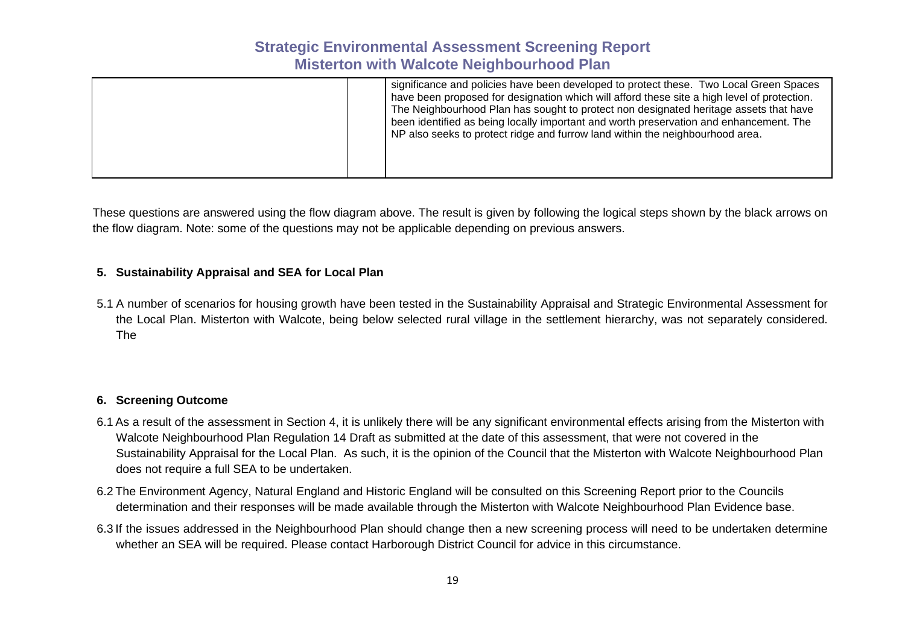| | | |
|---|---|---|
| | | significance and policies have been developed to protect these. Two Local Green Spaces have been proposed for designation which will afford these site a high level of protection. The Neighbourhood Plan has sought to protect non designated heritage assets that have been identified as being locally important and worth preservation and enhancement. The NP also seeks to protect ridge and furrow land within the neighbourhood area. |

These questions are answered using the flow diagram above. The result is given by following the logical steps shown by the black arrows on the flow diagram. Note: some of the questions may not be applicable depending on previous answers.

## 5. Sustainability Appraisal and SEA for Local Plan

5.1 A number of scenarios for housing growth have been tested in the Sustainability Appraisal and Strategic Environmental Assessment for the Local Plan. Misterton with Walcote, being below selected rural village in the settlement hierarchy, was not separately considered. The

## 6. Screening Outcome

6.1 As a result of the assessment in Section 4, it is unlikely there will be any significant environmental effects arising from the Misterton with Walcote Neighbourhood Plan Regulation 14 Draft as submitted at the date of this assessment, that were not covered in the Sustainability Appraisal for the Local Plan. As such, it is the opinion of the Council that the Misterton with Walcote Neighbourhood Plan does not require a full SEA to be undertaken.

6.2 The Environment Agency, Natural England and Historic England will be consulted on this Screening Report prior to the Councils determination and their responses will be made available through the Misterton with Walcote Neighbourhood Plan Evidence base.

6.3 If the issues addressed in the Neighbourhood Plan should change then a new screening process will need to be undertaken determine whether an SEA will be required. Please contact Harborough District Council for advice in this circumstance.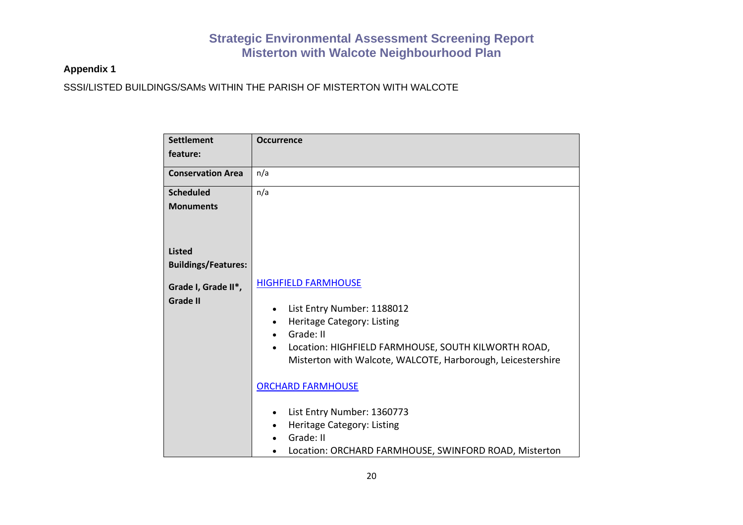**Appendix 1**

SSSI/LISTED BUILDINGS/SAMs WITHIN THE PARISH OF MISTERTON WITH WALCOTE

| Settlement feature: | Occurrence |
|---|---|
| Conservation Area | n/a |
| Scheduled Monuments | n/a |
| Listed Buildings/Features:<br><br>Grade I, Grade II*, Grade II | HIGHFIELD FARMHOUSE<br><br>• List Entry Number: 1188012<br>• Heritage Category: Listing<br>• Grade: II<br>• Location: HIGHFIELD FARMHOUSE, SOUTH KILWORTH ROAD, Misterton with Walcote, WALCOTE, Harborough, Leicestershire<br><br>ORCHARD FARMHOUSE<br><br>• List Entry Number: 1360773<br>• Heritage Category: Listing<br>• Grade: II<br>• Location: ORCHARD FARMHOUSE, SWINFORD ROAD, Misterton |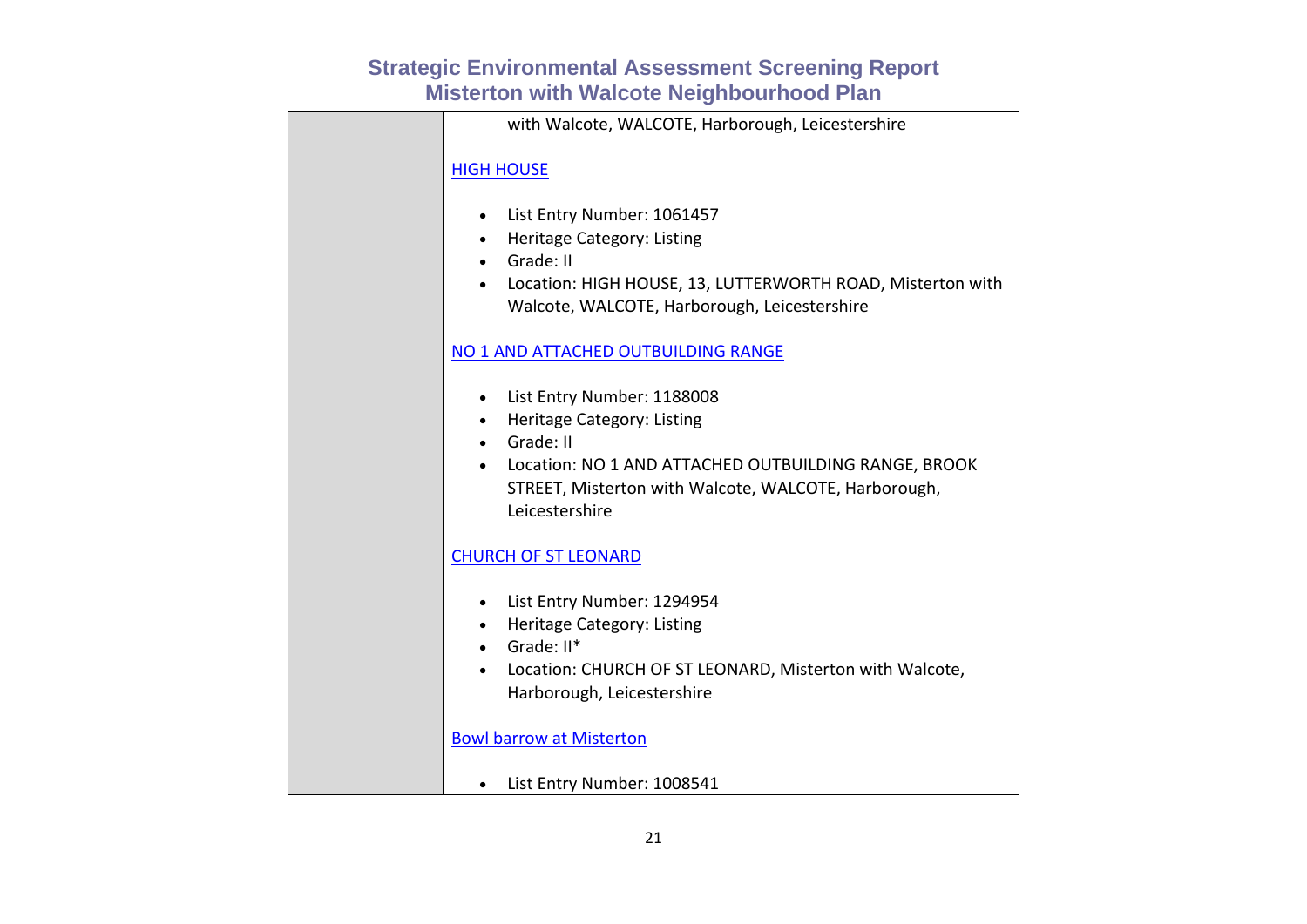|  | with Walcote, WALCOTE, Harborough, Leicestershire<br><br>HIGH HOUSE<br><br>• List Entry Number: 1061457<br>• Heritage Category: Listing<br>• Grade: II<br>• Location: HIGH HOUSE, 13, LUTTERWORTH ROAD, Misterton with Walcote, WALCOTE, Harborough, Leicestershire<br><br>NO 1 AND ATTACHED OUTBUILDING RANGE<br><br>• List Entry Number: 1188008<br>• Heritage Category: Listing<br>• Grade: II<br>• Location: NO 1 AND ATTACHED OUTBUILDING RANGE, BROOK STREET, Misterton with Walcote, WALCOTE, Harborough, Leicestershire<br><br>CHURCH OF ST LEONARD<br><br>• List Entry Number: 1294954<br>• Heritage Category: Listing<br>• Grade: II*<br>• Location: CHURCH OF ST LEONARD, Misterton with Walcote, Harborough, Leicestershire<br><br>Bowl barrow at Misterton<br><br>• List Entry Number: 1008541 |
|---|---|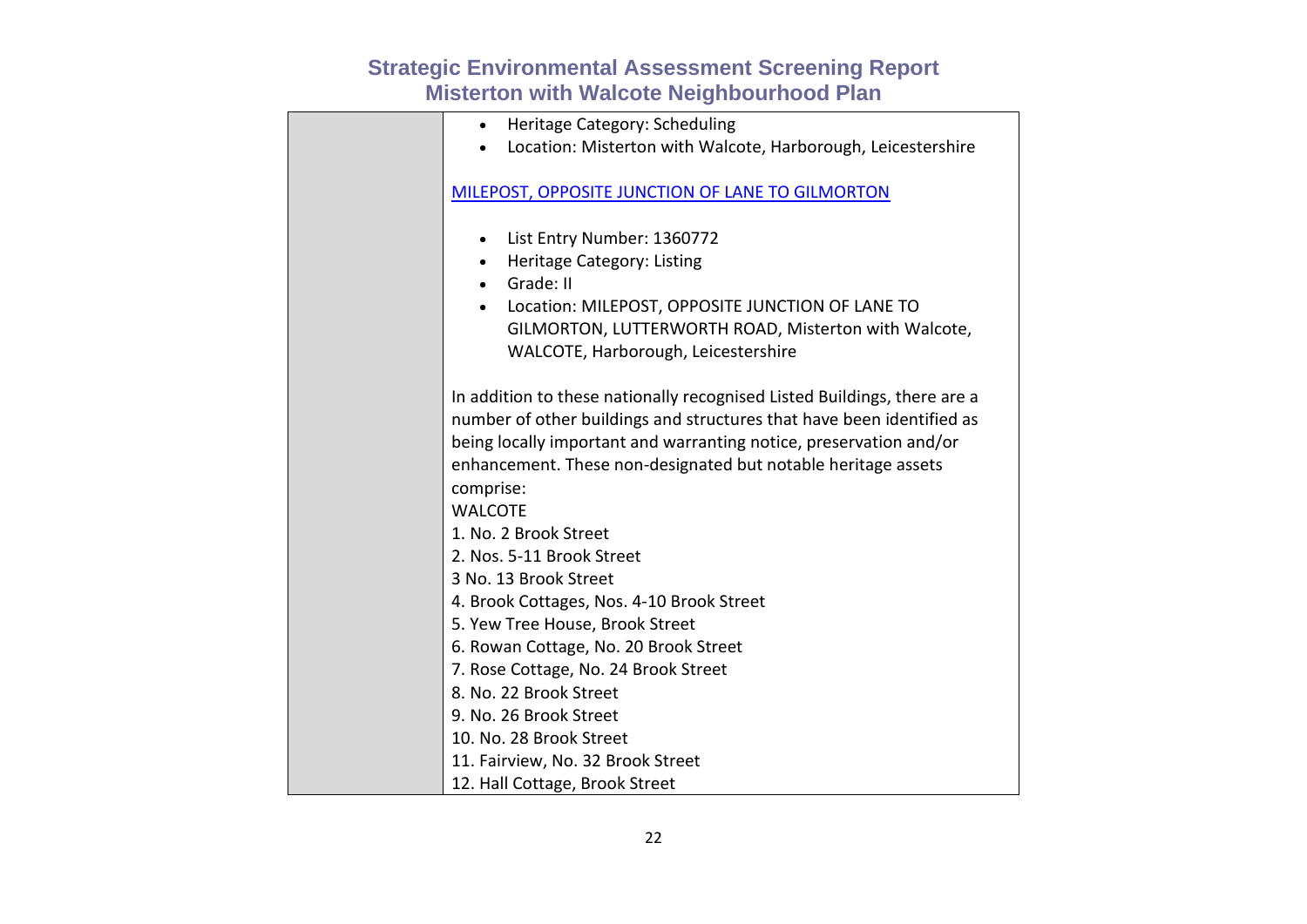| | |
|---|---|
| | • Heritage Category: Scheduling<br>• Location: Misterton with Walcote, Harborough, Leicestershire<br><br>MILEPOST, OPPOSITE JUNCTION OF LANE TO GILMORTON<br><br>• List Entry Number: 1360772<br>• Heritage Category: Listing<br>• Grade: II<br>• Location: MILEPOST, OPPOSITE JUNCTION OF LANE TO GILMORTON, LUTTERWORTH ROAD, Misterton with Walcote, WALCOTE, Harborough, Leicestershire<br><br>In addition to these nationally recognised Listed Buildings, there are a number of other buildings and structures that have been identified as being locally important and warranting notice, preservation and/or enhancement. These non-designated but notable heritage assets comprise:<br>WALCOTE<br>1. No. 2 Brook Street<br>2. Nos. 5-11 Brook Street<br>3 No. 13 Brook Street<br>4. Brook Cottages, Nos. 4-10 Brook Street<br>5. Yew Tree House, Brook Street<br>6. Rowan Cottage, No. 20 Brook Street<br>7. Rose Cottage, No. 24 Brook Street<br>8. No. 22 Brook Street<br>9. No. 26 Brook Street<br>10. No. 28 Brook Street<br>11. Fairview, No. 32 Brook Street<br>12. Hall Cottage, Brook Street |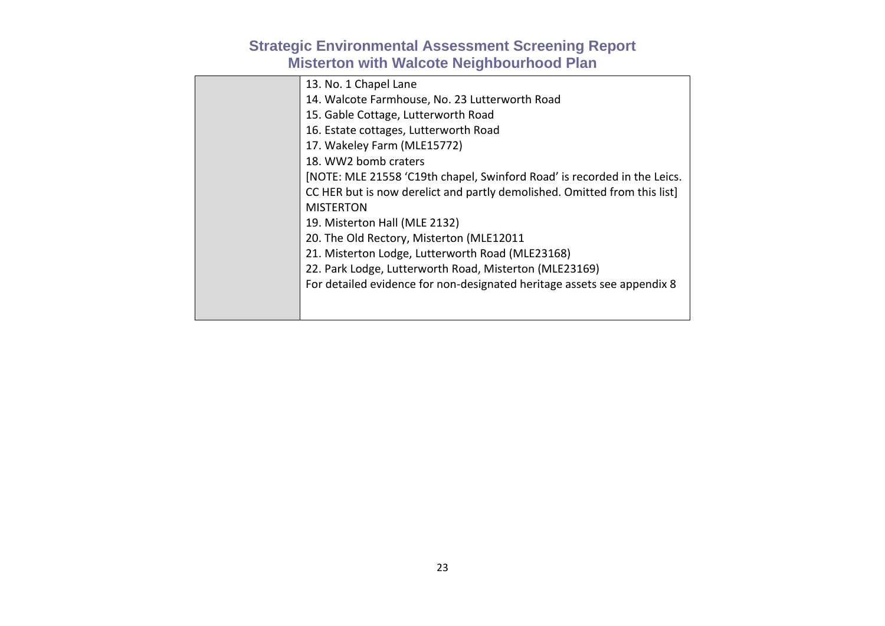|  | 13. No. 1 Chapel Lane<br>14. Walcote Farmhouse, No. 23 Lutterworth Road<br>15. Gable Cottage, Lutterworth Road<br>16. Estate cottages, Lutterworth Road<br>17. Wakeley Farm (MLE15772)<br>18. WW2 bomb craters<br>[NOTE: MLE 21558 'C19th chapel, Swinford Road' is recorded in the Leics. CC HER but is now derelict and partly demolished. Omitted from this list]<br>MISTERTON<br>19. Misterton Hall (MLE 2132)<br>20. The Old Rectory, Misterton (MLE12011<br>21. Misterton Lodge, Lutterworth Road (MLE23168)<br>22. Park Lodge, Lutterworth Road, Misterton (MLE23169)<br>For detailed evidence for non-designated heritage assets see appendix 8 |
|---|---|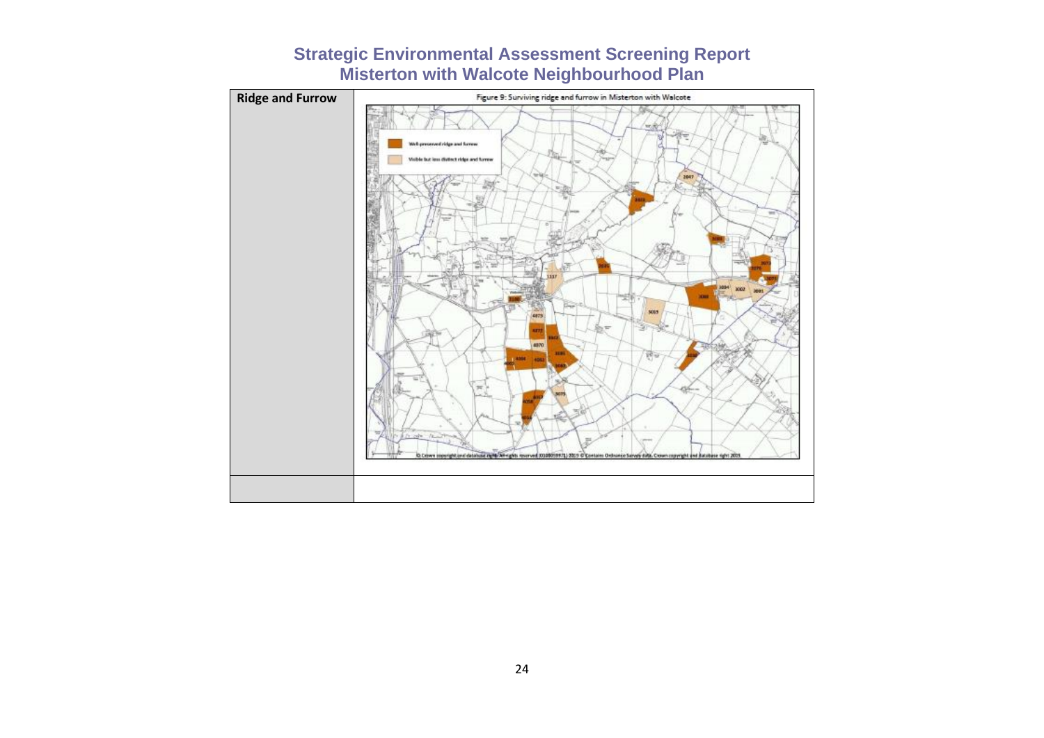| Ridge and Furrow | Figure 9: Surviving ridge and furrow in Misterton with Walcote |
| --- | --- |
| | |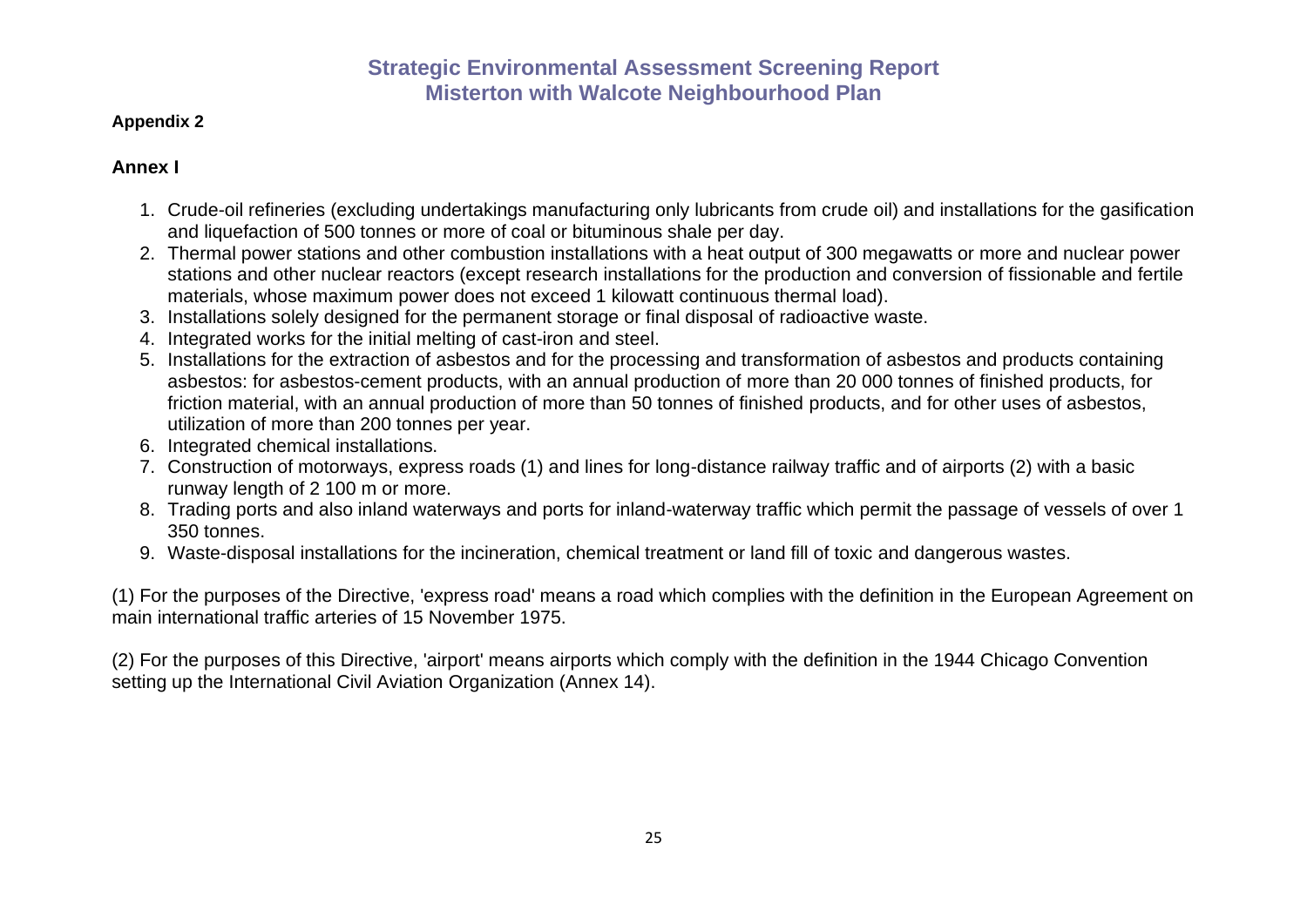**Appendix 2**

## Annex I

1. Crude-oil refineries (excluding undertakings manufacturing only lubricants from crude oil) and installations for the gasification and liquefaction of 500 tonnes or more of coal or bituminous shale per day.
2. Thermal power stations and other combustion installations with a heat output of 300 megawatts or more and nuclear power stations and other nuclear reactors (except research installations for the production and conversion of fissionable and fertile materials, whose maximum power does not exceed 1 kilowatt continuous thermal load).
3. Installations solely designed for the permanent storage or final disposal of radioactive waste.
4. Integrated works for the initial melting of cast-iron and steel.
5. Installations for the extraction of asbestos and for the processing and transformation of asbestos and products containing asbestos: for asbestos-cement products, with an annual production of more than 20 000 tonnes of finished products, for friction material, with an annual production of more than 50 tonnes of finished products, and for other uses of asbestos, utilization of more than 200 tonnes per year.
6. Integrated chemical installations.
7. Construction of motorways, express roads (1) and lines for long-distance railway traffic and of airports (2) with a basic runway length of 2 100 m or more.
8. Trading ports and also inland waterways and ports for inland-waterway traffic which permit the passage of vessels of over 1 350 tonnes.
9. Waste-disposal installations for the incineration, chemical treatment or land fill of toxic and dangerous wastes.

(1) For the purposes of the Directive, 'express road' means a road which complies with the definition in the European Agreement on main international traffic arteries of 15 November 1975.

(2) For the purposes of this Directive, 'airport' means airports which comply with the definition in the 1944 Chicago Convention setting up the International Civil Aviation Organization (Annex 14).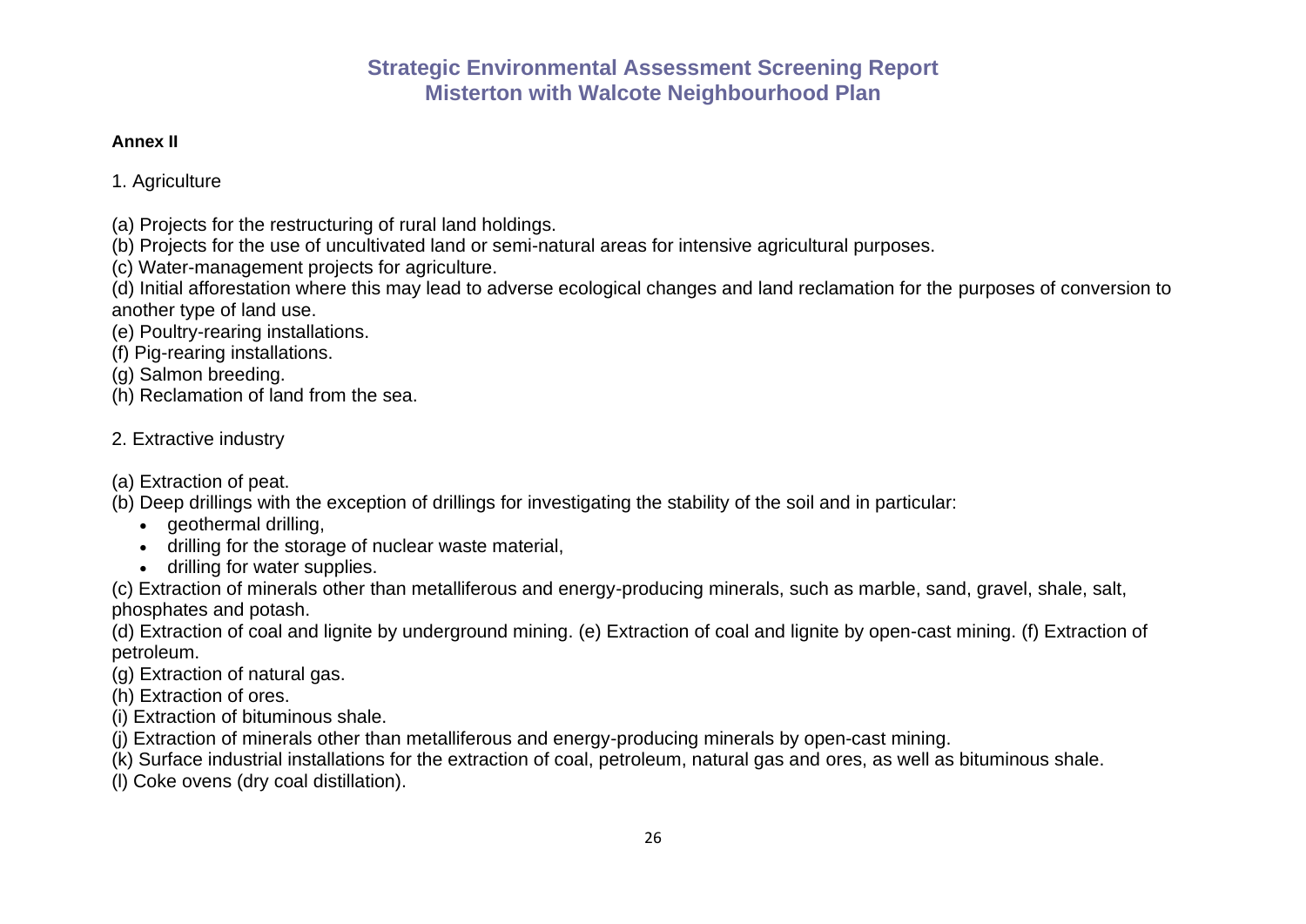**Annex II**

1. Agriculture

(a) Projects for the restructuring of rural land holdings.
(b) Projects for the use of uncultivated land or semi-natural areas for intensive agricultural purposes.
(c) Water-management projects for agriculture.
(d) Initial afforestation where this may lead to adverse ecological changes and land reclamation for the purposes of conversion to another type of land use.
(e) Poultry-rearing installations.
(f) Pig-rearing installations.
(g) Salmon breeding.
(h) Reclamation of land from the sea.

2. Extractive industry

(a) Extraction of peat.
(b) Deep drillings with the exception of drillings for investigating the stability of the soil and in particular:

- geothermal drilling,
- drilling for the storage of nuclear waste material,
- drilling for water supplies.

(c) Extraction of minerals other than metalliferous and energy-producing minerals, such as marble, sand, gravel, shale, salt, phosphates and potash.
(d) Extraction of coal and lignite by underground mining. (e) Extraction of coal and lignite by open-cast mining. (f) Extraction of petroleum.
(g) Extraction of natural gas.
(h) Extraction of ores.
(i) Extraction of bituminous shale.
(j) Extraction of minerals other than metalliferous and energy-producing minerals by open-cast mining.
(k) Surface industrial installations for the extraction of coal, petroleum, natural gas and ores, as well as bituminous shale.
(l) Coke ovens (dry coal distillation).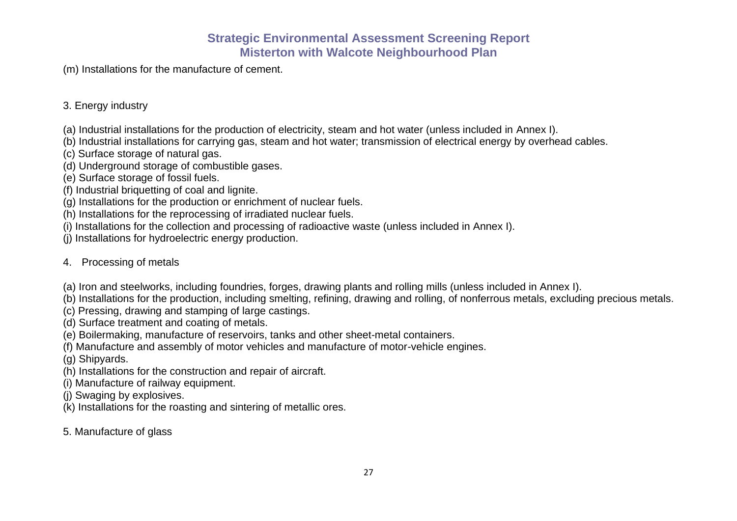(m) Installations for the manufacture of cement.

3. Energy industry

(a) Industrial installations for the production of electricity, steam and hot water (unless included in Annex I).
(b) Industrial installations for carrying gas, steam and hot water; transmission of electrical energy by overhead cables.
(c) Surface storage of natural gas.
(d) Underground storage of combustible gases.
(e) Surface storage of fossil fuels.
(f) Industrial briquetting of coal and lignite.
(g) Installations for the production or enrichment of nuclear fuels.
(h) Installations for the reprocessing of irradiated nuclear fuels.
(i) Installations for the collection and processing of radioactive waste (unless included in Annex I).
(j) Installations for hydroelectric energy production.

4. Processing of metals

(a) Iron and steelworks, including foundries, forges, drawing plants and rolling mills (unless included in Annex I).
(b) Installations for the production, including smelting, refining, drawing and rolling, of nonferrous metals, excluding precious metals.
(c) Pressing, drawing and stamping of large castings.
(d) Surface treatment and coating of metals.
(e) Boilermaking, manufacture of reservoirs, tanks and other sheet-metal containers.
(f) Manufacture and assembly of motor vehicles and manufacture of motor-vehicle engines.
(g) Shipyards.
(h) Installations for the construction and repair of aircraft.
(i) Manufacture of railway equipment.
(j) Swaging by explosives.
(k) Installations for the roasting and sintering of metallic ores.

5. Manufacture of glass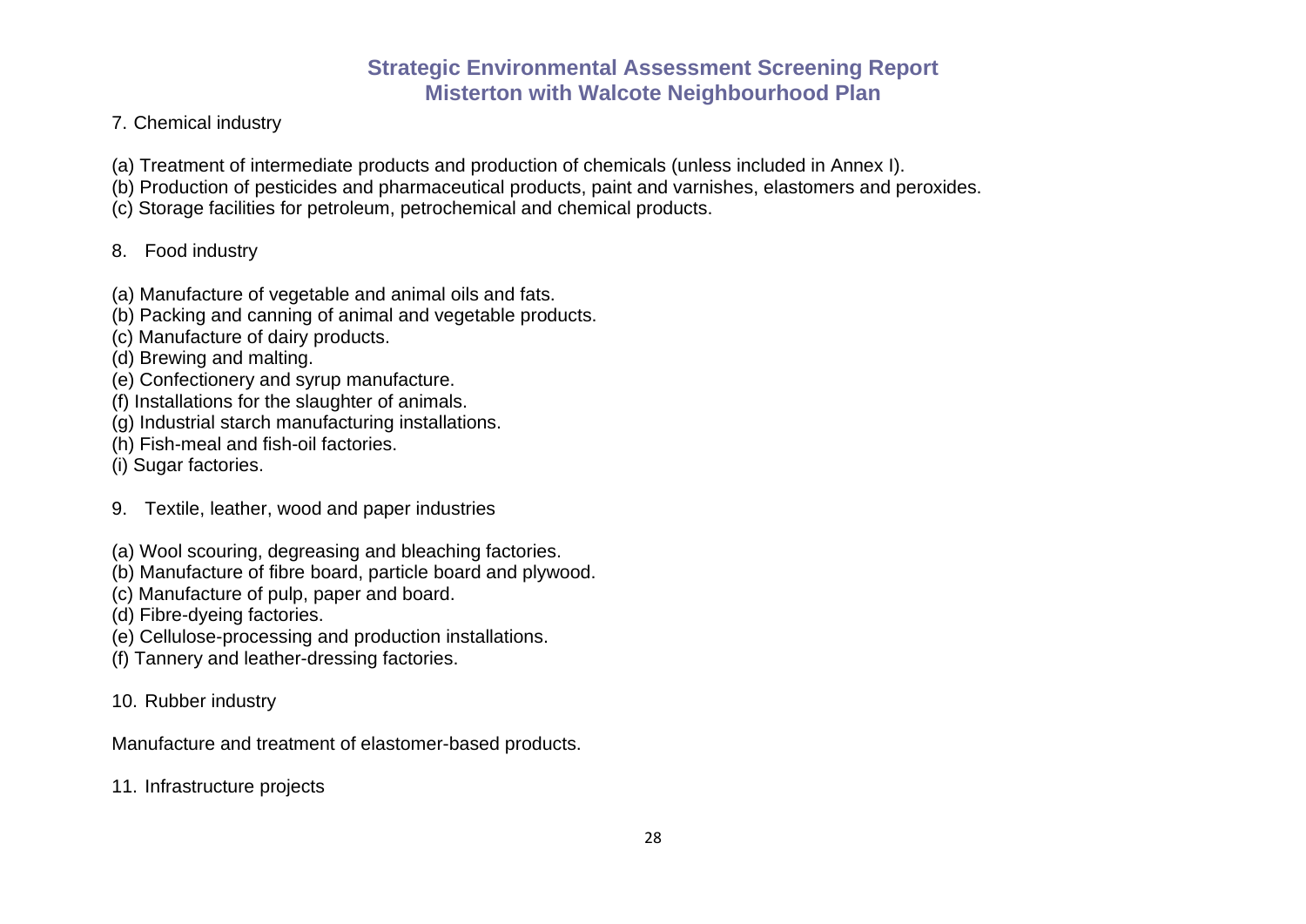7. Chemical industry

(a) Treatment of intermediate products and production of chemicals (unless included in Annex I).
(b) Production of pesticides and pharmaceutical products, paint and varnishes, elastomers and peroxides.
(c) Storage facilities for petroleum, petrochemical and chemical products.

8. Food industry

(a) Manufacture of vegetable and animal oils and fats.
(b) Packing and canning of animal and vegetable products.
(c) Manufacture of dairy products.
(d) Brewing and malting.
(e) Confectionery and syrup manufacture.
(f) Installations for the slaughter of animals.
(g) Industrial starch manufacturing installations.
(h) Fish-meal and fish-oil factories.
(i) Sugar factories.

9. Textile, leather, wood and paper industries

(a) Wool scouring, degreasing and bleaching factories.
(b) Manufacture of fibre board, particle board and plywood.
(c) Manufacture of pulp, paper and board.
(d) Fibre-dyeing factories.
(e) Cellulose-processing and production installations.
(f) Tannery and leather-dressing factories.

10. Rubber industry

Manufacture and treatment of elastomer-based products.

11. Infrastructure projects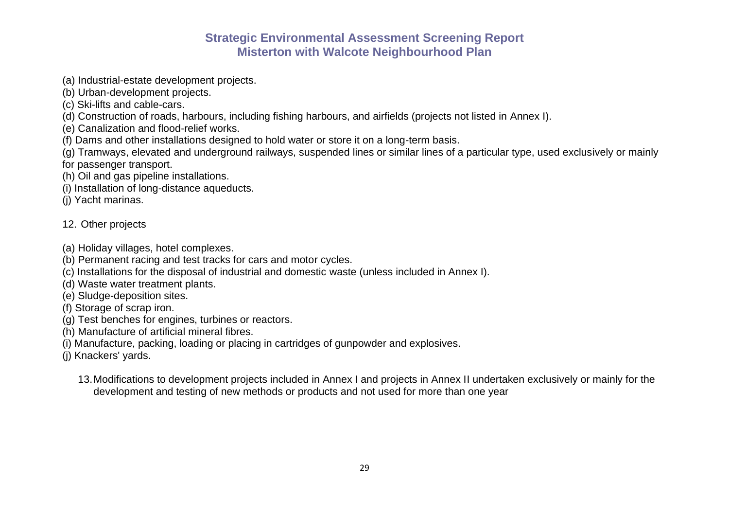(a) Industrial-estate development projects.
(b) Urban-development projects.
(c) Ski-lifts and cable-cars.
(d) Construction of roads, harbours, including fishing harbours, and airfields (projects not listed in Annex I).
(e) Canalization and flood-relief works.
(f) Dams and other installations designed to hold water or store it on a long-term basis.
(g) Tramways, elevated and underground railways, suspended lines or similar lines of a particular type, used exclusively or mainly for passenger transport.
(h) Oil and gas pipeline installations.
(i) Installation of long-distance aqueducts.
(j) Yacht marinas.

12. Other projects

(a) Holiday villages, hotel complexes.
(b) Permanent racing and test tracks for cars and motor cycles.
(c) Installations for the disposal of industrial and domestic waste (unless included in Annex I).
(d) Waste water treatment plants.
(e) Sludge-deposition sites.
(f) Storage of scrap iron.
(g) Test benches for engines, turbines or reactors.
(h) Manufacture of artificial mineral fibres.
(i) Manufacture, packing, loading or placing in cartridges of gunpowder and explosives.
(j) Knackers' yards.

13. Modifications to development projects included in Annex I and projects in Annex II undertaken exclusively or mainly for the development and testing of new methods or products and not used for more than one year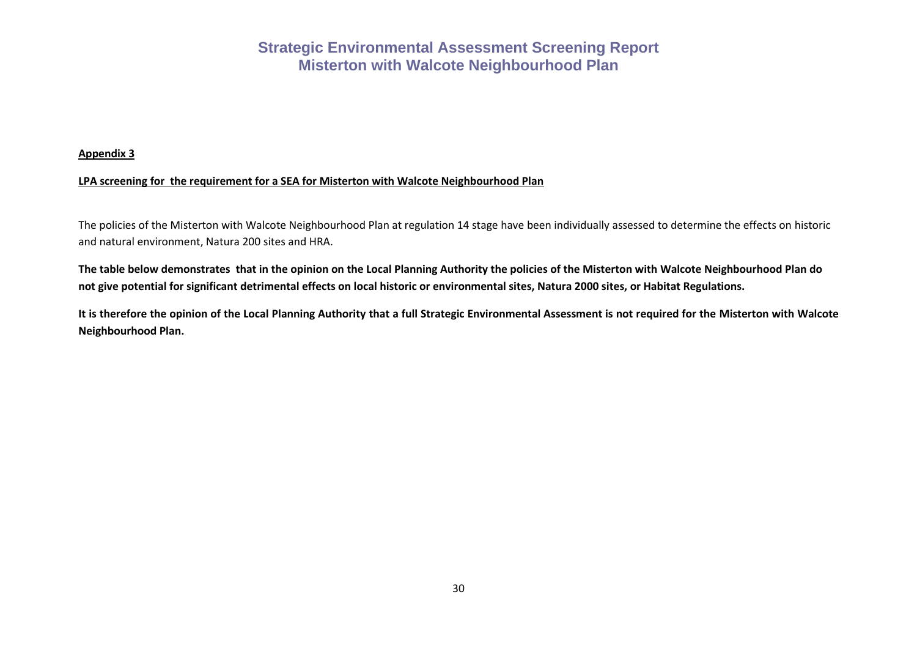**Appendix 3**

**LPA screening for  the requirement for a SEA for Misterton with Walcote Neighbourhood Plan**

The policies of the Misterton with Walcote Neighbourhood Plan at regulation 14 stage have been individually assessed to determine the effects on historic and natural environment, Natura 200 sites and HRA.

**The table below demonstrates  that in the opinion on the Local Planning Authority the policies of the Misterton with Walcote Neighbourhood Plan do not give potential for significant detrimental effects on local historic or environmental sites, Natura 2000 sites, or Habitat Regulations.**

**It is therefore the opinion of the Local Planning Authority that a full Strategic Environmental Assessment is not required for the Misterton with Walcote Neighbourhood Plan.**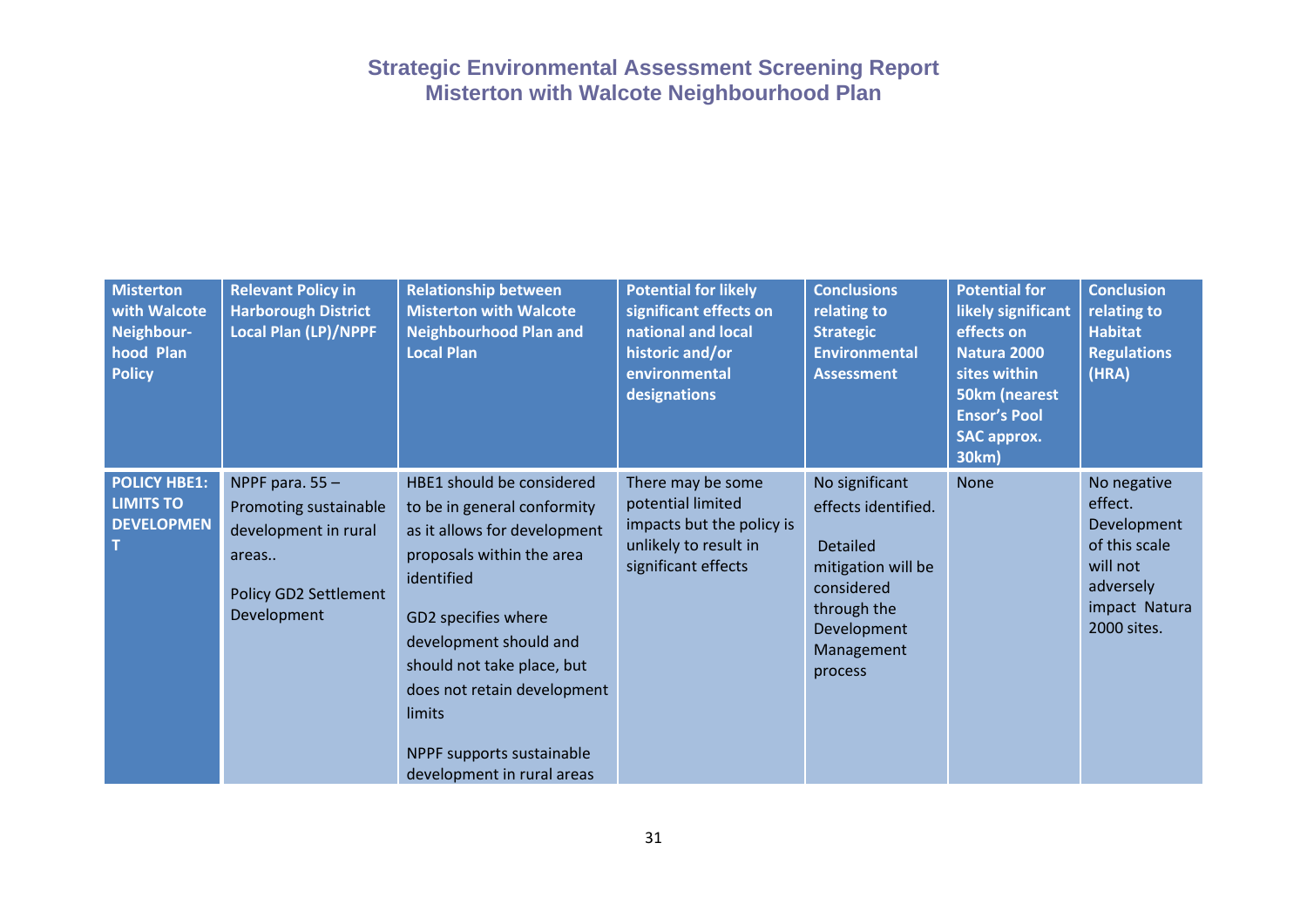| Misterton with Walcote Neighbour-hood Plan Policy | Relevant Policy in Harborough District Local Plan (LP)/NPPF | Relationship between Misterton with Walcote Neighbourhood Plan and Local Plan | Potential for likely significant effects on national and local historic and/or environmental designations | Conclusions relating to Strategic Environmental Assessment | Potential for likely significant effects on Natura 2000 sites within 50km (nearest Ensor's Pool SAC approx. 30km) | Conclusion relating to Habitat Regulations (HRA) |
|---|---|---|---|---|---|---|
| **POLICY HBE1: LIMITS TO DEVELOPMENT** | NPPF para. 55 – Promoting sustainable development in rural areas..<br><br>Policy GD2 Settlement Development | HBE1 should be considered to be in general conformity as it allows for development proposals within the area identified<br><br>GD2 specifies where development should and should not take place, but does not retain development limits<br><br>NPPF supports sustainable development in rural areas | There may be some potential limited impacts but the policy is unlikely to result in significant effects | No significant effects identified.<br><br>Detailed mitigation will be considered through the Development Management process | None | No negative effect. Development of this scale will not adversely impact Natura 2000 sites. |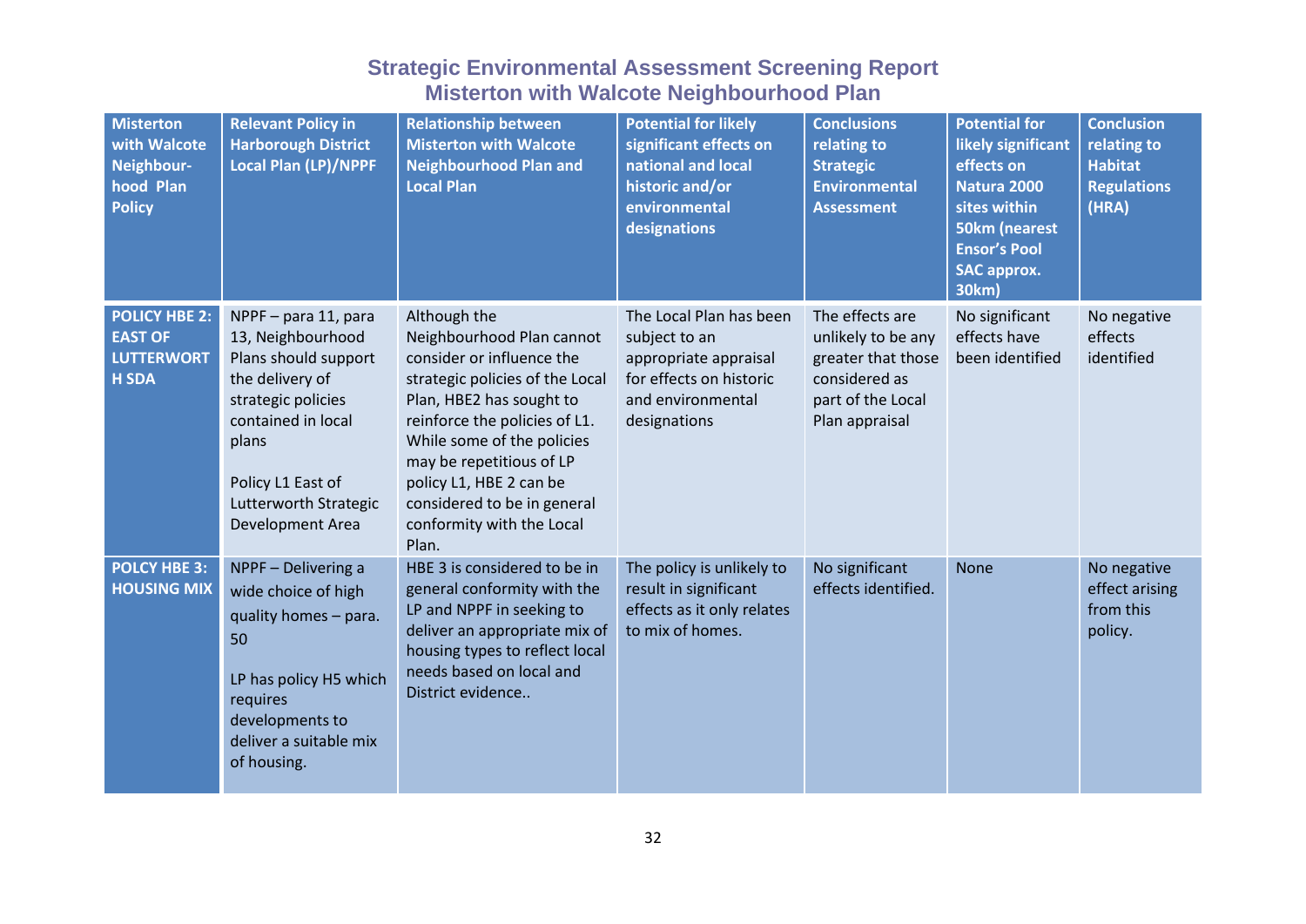# Strategic Environmental Assessment Screening Report
## Misterton with Walcote Neighbourhood Plan

| Misterton with Walcote Neighbour-hood Plan Policy | Relevant Policy in Harborough District Local Plan (LP)/NPPF | Relationship between Misterton with Walcote Neighbourhood Plan and Local Plan | Potential for likely significant effects on national and local historic and/or environmental designations | Conclusions relating to Strategic Environmental Assessment | Potential for likely significant effects on Natura 2000 sites within 50km (nearest Ensor's Pool SAC approx. 30km) | Conclusion relating to Habitat Regulations (HRA) |
|---|---|---|---|---|---|---|
| **POLICY HBE 2: EAST OF LUTTERWORTH SDA** | NPPF – para 11, para 13, Neighbourhood Plans should support the delivery of strategic policies contained in local plans<br><br>Policy L1 East of Lutterworth Strategic Development Area | Although the Neighbourhood Plan cannot consider or influence the strategic policies of the Local Plan, HBE2 has sought to reinforce the policies of L1. While some of the policies may be repetitious of LP policy L1, HBE 2 can be considered to be in general conformity with the Local Plan. | The Local Plan has been subject to an appropriate appraisal for effects on historic and environmental designations | The effects are unlikely to be any greater that those considered as part of the Local Plan appraisal | No significant effects have been identified | No negative effects identified |
| **POLCY HBE 3: HOUSING MIX** | NPPF – Delivering a wide choice of high quality homes – para. 50<br><br>LP has policy H5 which requires developments to deliver a suitable mix of housing. | HBE 3 is considered to be in general conformity with the LP and NPPF in seeking to deliver an appropriate mix of housing types to reflect local needs based on local and District evidence.. | The policy is unlikely to result in significant effects as it only relates to mix of homes. | No significant effects identified. | None | No negative effect arising from this policy. |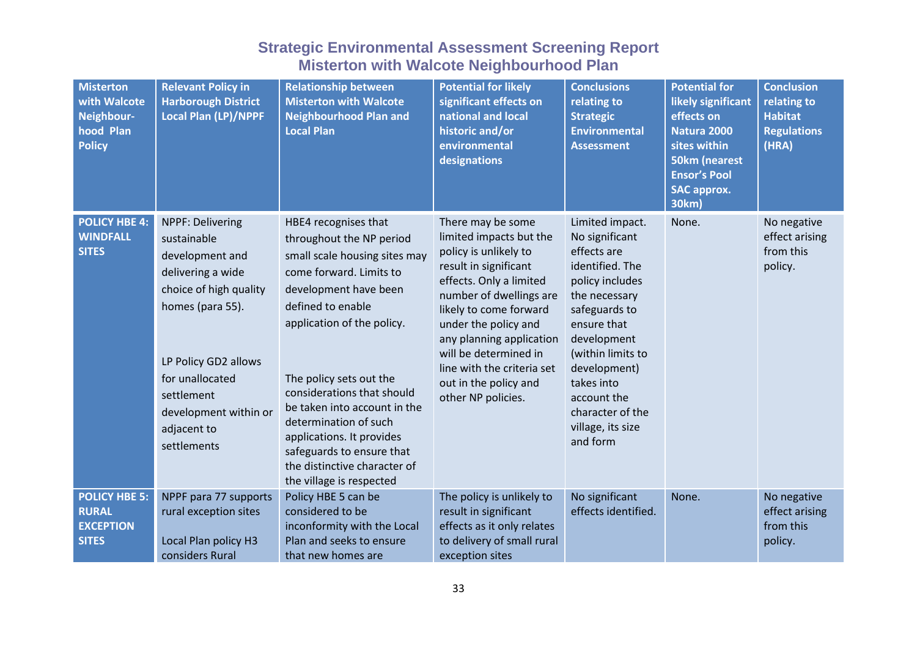# Strategic Environmental Assessment Screening Report
# Misterton with Walcote Neighbourhood Plan

| Misterton with Walcote Neighbour-hood Plan Policy | Relevant Policy in Harborough District Local Plan (LP)/NPPF | Relationship between Misterton with Walcote Neighbourhood Plan and Local Plan | Potential for likely significant effects on national and local historic and/or environmental designations | Conclusions relating to Strategic Environmental Assessment | Potential for likely significant effects on Natura 2000 sites within 50km (nearest Ensor's Pool SAC approx. 30km) | Conclusion relating to Habitat Regulations (HRA) |
|---|---|---|---|---|---|---|
| **POLICY HBE 4: WINDFALL SITES** | NPPF: Delivering sustainable development and delivering a wide choice of high quality homes (para 55).<br><br>LP Policy GD2 allows for unallocated settlement development within or adjacent to settlements | HBE4 recognises that throughout the NP period small scale housing sites may come forward. Limits to development have been defined to enable application of the policy.<br><br>The policy sets out the considerations that should be taken into account in the determination of such applications. It provides safeguards to ensure that the distinctive character of the village is respected | There may be some limited impacts but the policy is unlikely to result in significant effects. Only a limited number of dwellings are likely to come forward under the policy and any planning application will be determined in line with the criteria set out in the policy and other NP policies. | Limited impact. No significant effects are identified. The policy includes the necessary safeguards to ensure that development (within limits to development) takes into account the character of the village, its size and form | None. | No negative effect arising from this policy. |
| **POLICY HBE 5: RURAL EXCEPTION SITES** | NPPF para 77 supports rural exception sites<br><br>Local Plan policy H3 considers Rural | Policy HBE 5 can be considered to be inconformity with the Local Plan and seeks to ensure that new homes are | The policy is unlikely to result in significant effects as it only relates to delivery of small rural exception sites | No significant effects identified. | None. | No negative effect arising from this policy. |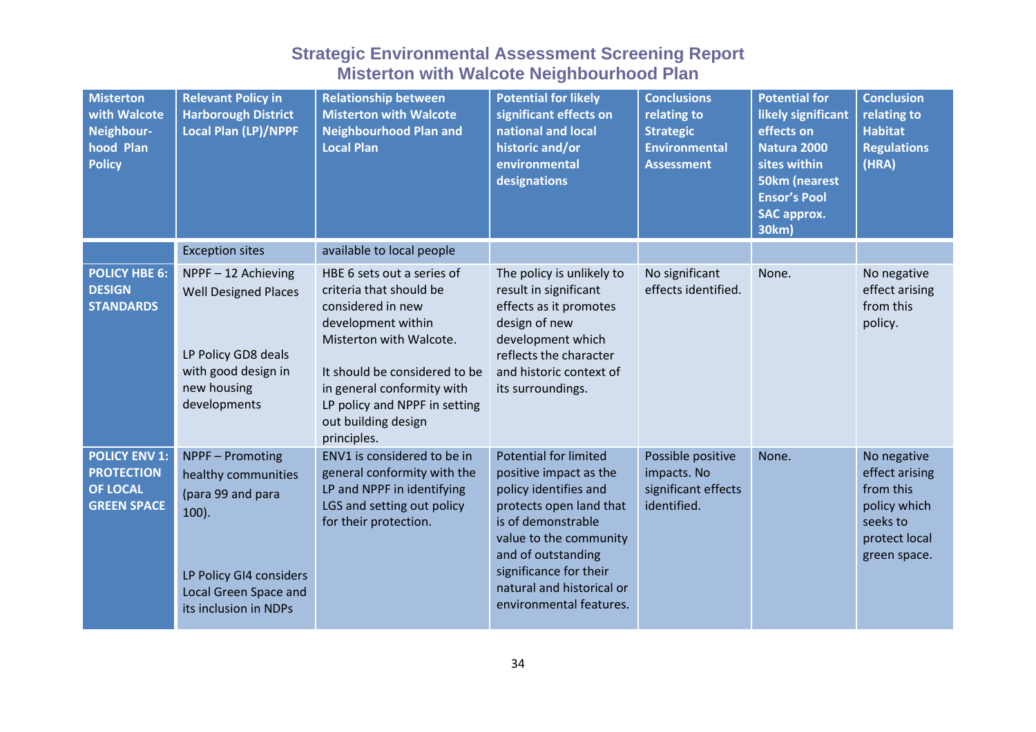## Strategic Environmental Assessment Screening Report
## Misterton with Walcote Neighbourhood Plan

| Misterton with Walcote Neighbour-hood Plan Policy | Relevant Policy in Harborough District Local Plan (LP)/NPPF | Relationship between Misterton with Walcote Neighbourhood Plan and Local Plan | Potential for likely significant effects on national and local historic and/or environmental designations | Conclusions relating to Strategic Environmental Assessment | Potential for likely significant effects on Natura 2000 sites within 50km (nearest Ensor's Pool SAC approx. 30km) | Conclusion relating to Habitat Regulations (HRA) |
|---|---|---|---|---|---|---|
| | Exception sites | available to local people | | | | |
| **POLICY HBE 6: DESIGN STANDARDS** | NPPF – 12 Achieving Well Designed Places<br><br>LP Policy GD8 deals with good design in new housing developments | HBE 6 sets out a series of criteria that should be considered in new development within Misterton with Walcote.<br><br>It should be considered to be in general conformity with LP policy and NPPF in setting out building design principles. | The policy is unlikely to result in significant effects as it promotes design of new development which reflects the character and historic context of its surroundings. | No significant effects identified. | None. | No negative effect arising from this policy. |
| **POLICY ENV 1: PROTECTION OF LOCAL GREEN SPACE** | NPPF – Promoting healthy communities (para 99 and para 100).<br><br>LP Policy GI4 considers Local Green Space and its inclusion in NDPs | ENV1 is considered to be in general conformity with the LP and NPPF in identifying LGS and setting out policy for their protection. | Potential for limited positive impact as the policy identifies and protects open land that is of demonstrable value to the community and of outstanding significance for their natural and historical or environmental features. | Possible positive impacts. No significant effects identified. | None. | No negative effect arising from this policy which seeks to protect local green space. |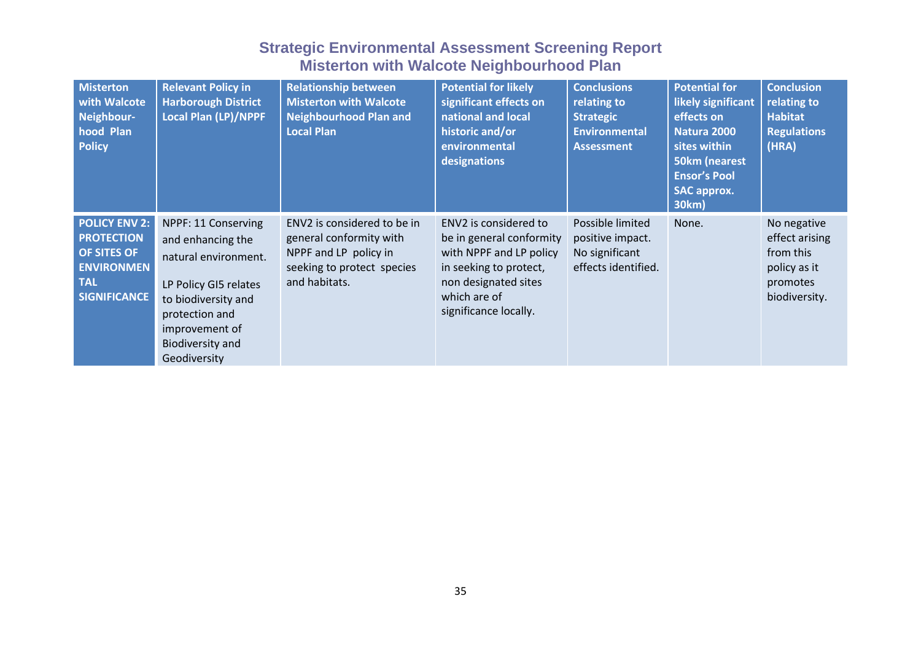# Strategic Environmental Assessment Screening Report
## Misterton with Walcote Neighbourhood Plan

| Misterton with Walcote Neighbour-hood Plan Policy | Relevant Policy in Harborough District Local Plan (LP)/NPPF | Relationship between Misterton with Walcote Neighbourhood Plan and Local Plan | Potential for likely significant effects on national and local historic and/or environmental designations | Conclusions relating to Strategic Environmental Assessment | Potential for likely significant effects on Natura 2000 sites within 50km (nearest Ensor's Pool SAC approx. 30km) | Conclusion relating to Habitat Regulations (HRA) |
|---|---|---|---|---|---|---|
| **POLICY ENV 2: PROTECTION OF SITES OF ENVIRONMENTAL SIGNIFICANCE** | NPPF: 11 Conserving and enhancing the natural environment.<br><br>LP Policy GI5 relates to biodiversity and protection and improvement of Biodiversity and Geodiversity | ENV2 is considered to be in general conformity with NPPF and LP policy in seeking to protect species and habitats. | ENV2 is considered to be in general conformity with NPPF and LP policy in seeking to protect, non designated sites which are of significance locally. | Possible limited positive impact. No significant effects identified. | None. | No negative effect arising from this policy as it promotes biodiversity. |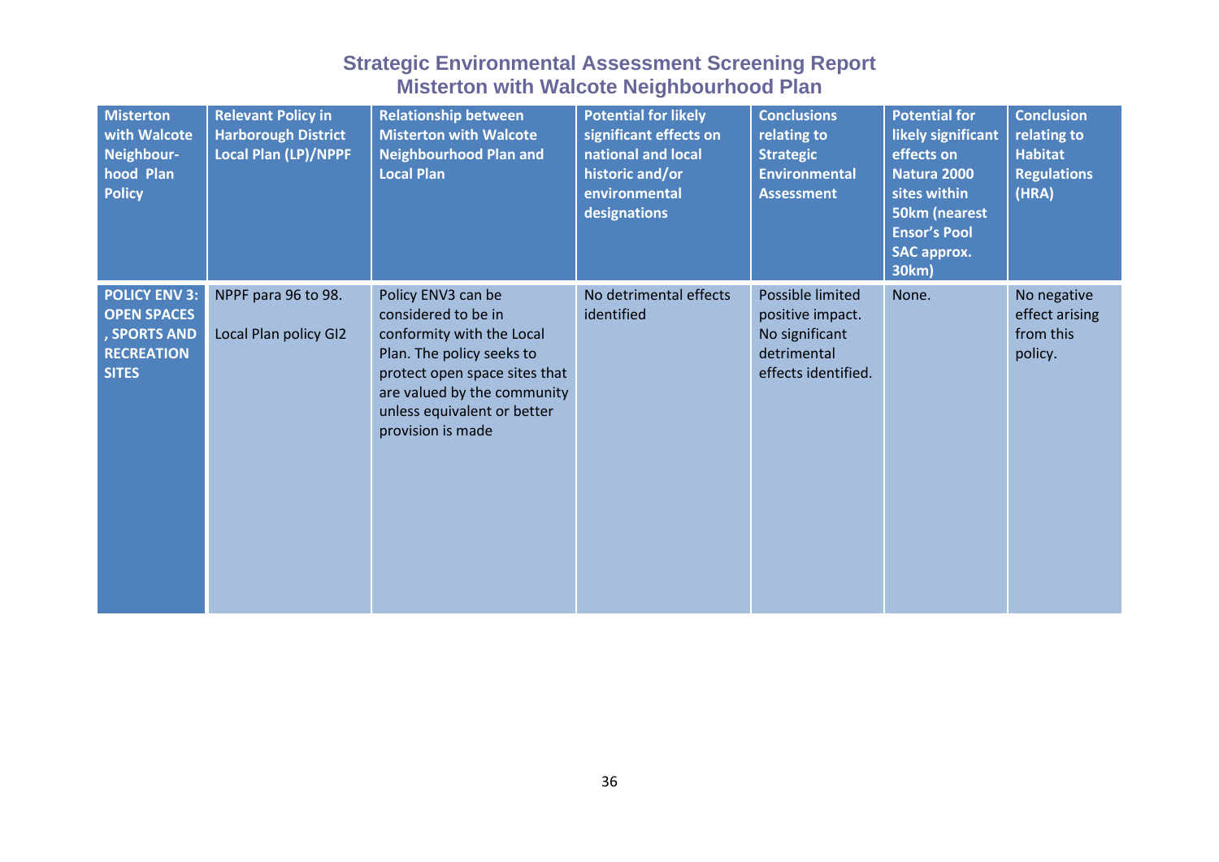## Strategic Environmental Assessment Screening Report
## Misterton with Walcote Neighbourhood Plan

| Misterton with Walcote Neighbour-hood Plan Policy | Relevant Policy in Harborough District Local Plan (LP)/NPPF | Relationship between Misterton with Walcote Neighbourhood Plan and Local Plan | Potential for likely significant effects on national and local historic and/or environmental designations | Conclusions relating to Strategic Environmental Assessment | Potential for likely significant effects on Natura 2000 sites within 50km (nearest Ensor's Pool SAC approx. 30km) | Conclusion relating to Habitat Regulations (HRA) |
|---|---|---|---|---|---|---|
| **POLICY ENV 3: OPEN SPACES , SPORTS AND RECREATION SITES** | NPPF para 96 to 98.<br><br>Local Plan policy GI2 | Policy ENV3 can be considered to be in conformity with the Local Plan. The policy seeks to protect open space sites that are valued by the community unless equivalent or better provision is made | No detrimental effects identified | Possible limited positive impact. No significant detrimental effects identified. | None. | No negative effect arising from this policy. |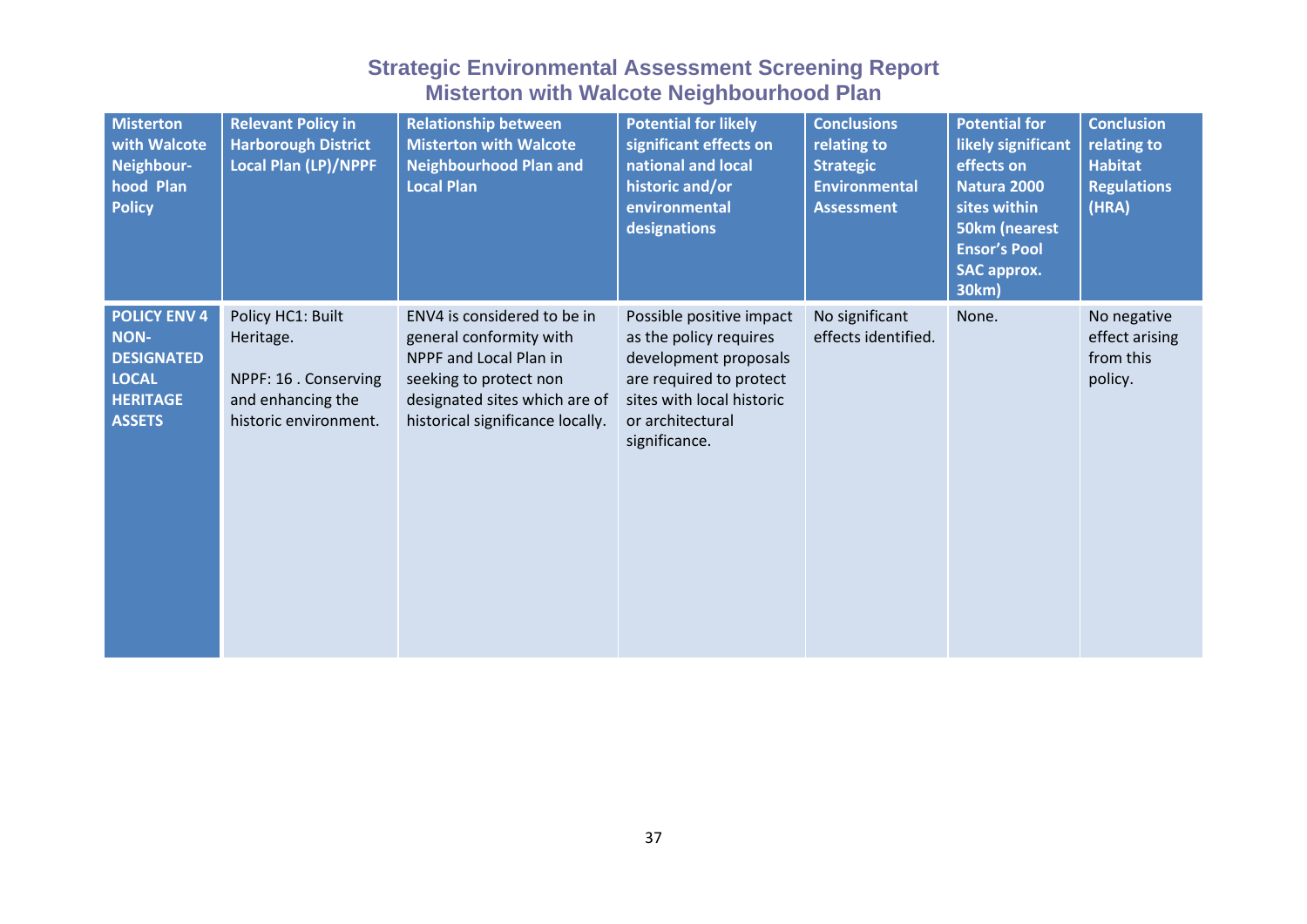| Misterton with Walcote Neighbour-hood Plan Policy | Relevant Policy in Harborough District Local Plan (LP)/NPPF | Relationship between Misterton with Walcote Neighbourhood Plan and Local Plan | Potential for likely significant effects on national and local historic and/or environmental designations | Conclusions relating to Strategic Environmental Assessment | Potential for likely significant effects on Natura 2000 sites within 50km (nearest Ensor's Pool SAC approx. 30km) | Conclusion relating to Habitat Regulations (HRA) |
|---|---|---|---|---|---|---|
| **POLICY ENV 4 NON-DESIGNATED LOCAL HERITAGE ASSETS** | Policy HC1: Built Heritage.<br><br>NPPF: 16 . Conserving and enhancing the historic environment. | ENV4 is considered to be in general conformity with NPPF and Local Plan in seeking to protect non designated sites which are of historical significance locally. | Possible positive impact as the policy requires development proposals are required to protect sites with local historic or architectural significance. | No significant effects identified. | None. | No negative effect arising from this policy. |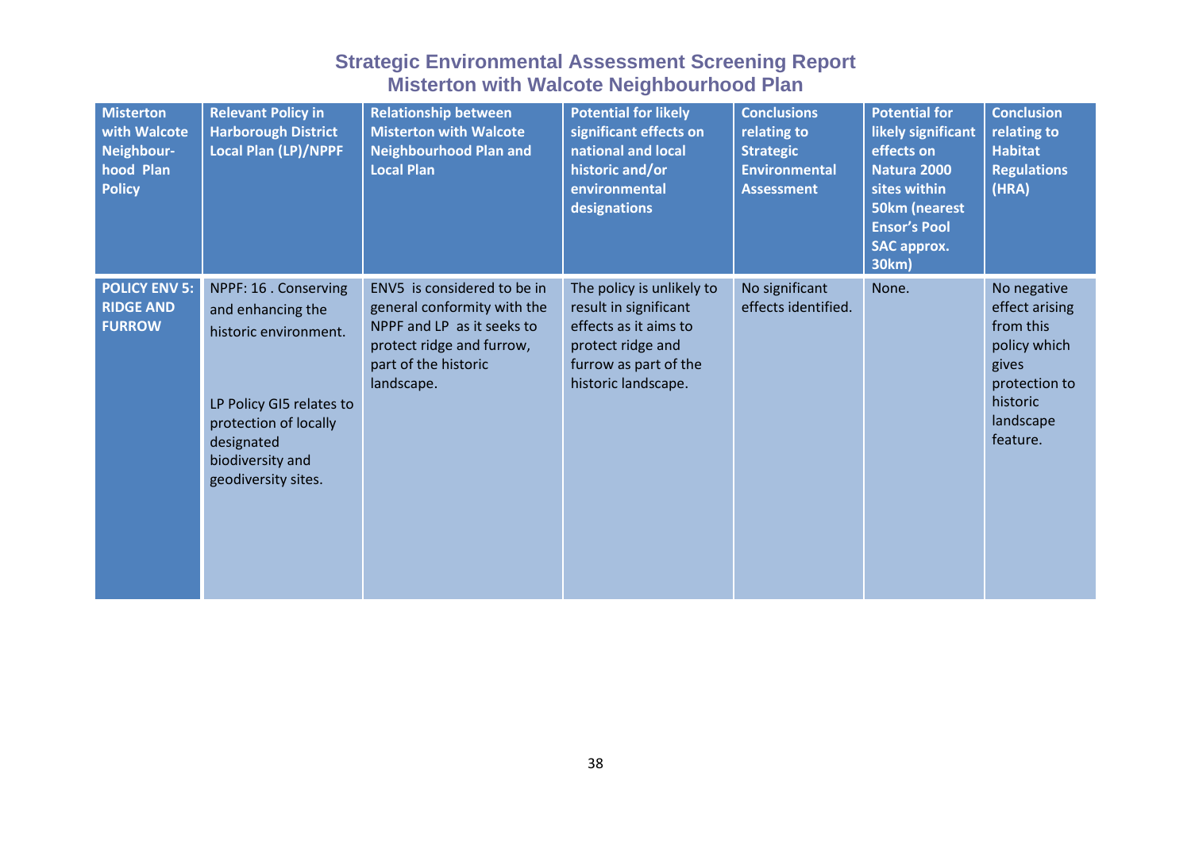# Strategic Environmental Assessment Screening Report
## Misterton with Walcote Neighbourhood Plan

| Misterton with Walcote Neighbour-hood Plan Policy | Relevant Policy in Harborough District Local Plan (LP)/NPPF | Relationship between Misterton with Walcote Neighbourhood Plan and Local Plan | Potential for likely significant effects on national and local historic and/or environmental designations | Conclusions relating to Strategic Environmental Assessment | Potential for likely significant effects on Natura 2000 sites within 50km (nearest Ensor's Pool SAC approx. 30km) | Conclusion relating to Habitat Regulations (HRA) |
|---|---|---|---|---|---|---|
| **POLICY ENV 5: RIDGE AND FURROW** | NPPF: 16 . Conserving and enhancing the historic environment.<br><br>LP Policy GI5 relates to protection of locally designated biodiversity and geodiversity sites. | ENV5 is considered to be in general conformity with the NPPF and LP as it seeks to protect ridge and furrow, part of the historic landscape. | The policy is unlikely to result in significant effects as it aims to protect ridge and furrow as part of the historic landscape. | No significant effects identified. | None. | No negative effect arising from this policy which gives protection to historic landscape feature. |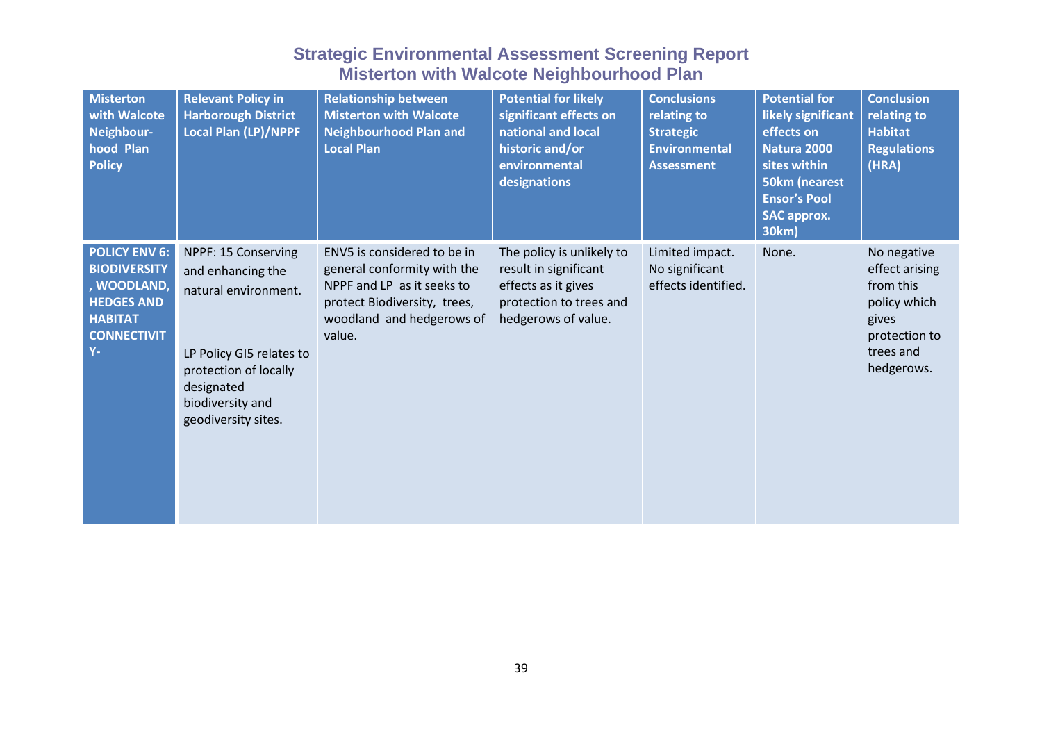# Strategic Environmental Assessment Screening Report
## Misterton with Walcote Neighbourhood Plan

| Misterton with Walcote Neighbour-hood Plan Policy | Relevant Policy in Harborough District Local Plan (LP)/NPPF | Relationship between Misterton with Walcote Neighbourhood Plan and Local Plan | Potential for likely significant effects on national and local historic and/or environmental designations | Conclusions relating to Strategic Environmental Assessment | Potential for likely significant effects on Natura 2000 sites within 50km (nearest Ensor's Pool SAC approx. 30km) | Conclusion relating to Habitat Regulations (HRA) |
|---|---|---|---|---|---|---|
| **POLICY ENV 6: BIODIVERSITY, WOODLAND, HEDGES AND HABITAT CONNECTIVITY-** | NPPF: 15 Conserving and enhancing the natural environment.<br><br>LP Policy GI5 relates to protection of locally designated biodiversity and geodiversity sites. | ENV5 is considered to be in general conformity with the NPPF and LP as it seeks to protect Biodiversity, trees, woodland and hedgerows of value. | The policy is unlikely to result in significant effects as it gives protection to trees and hedgerows of value. | Limited impact. No significant effects identified. | None. | No negative effect arising from this policy which gives protection to trees and hedgerows. |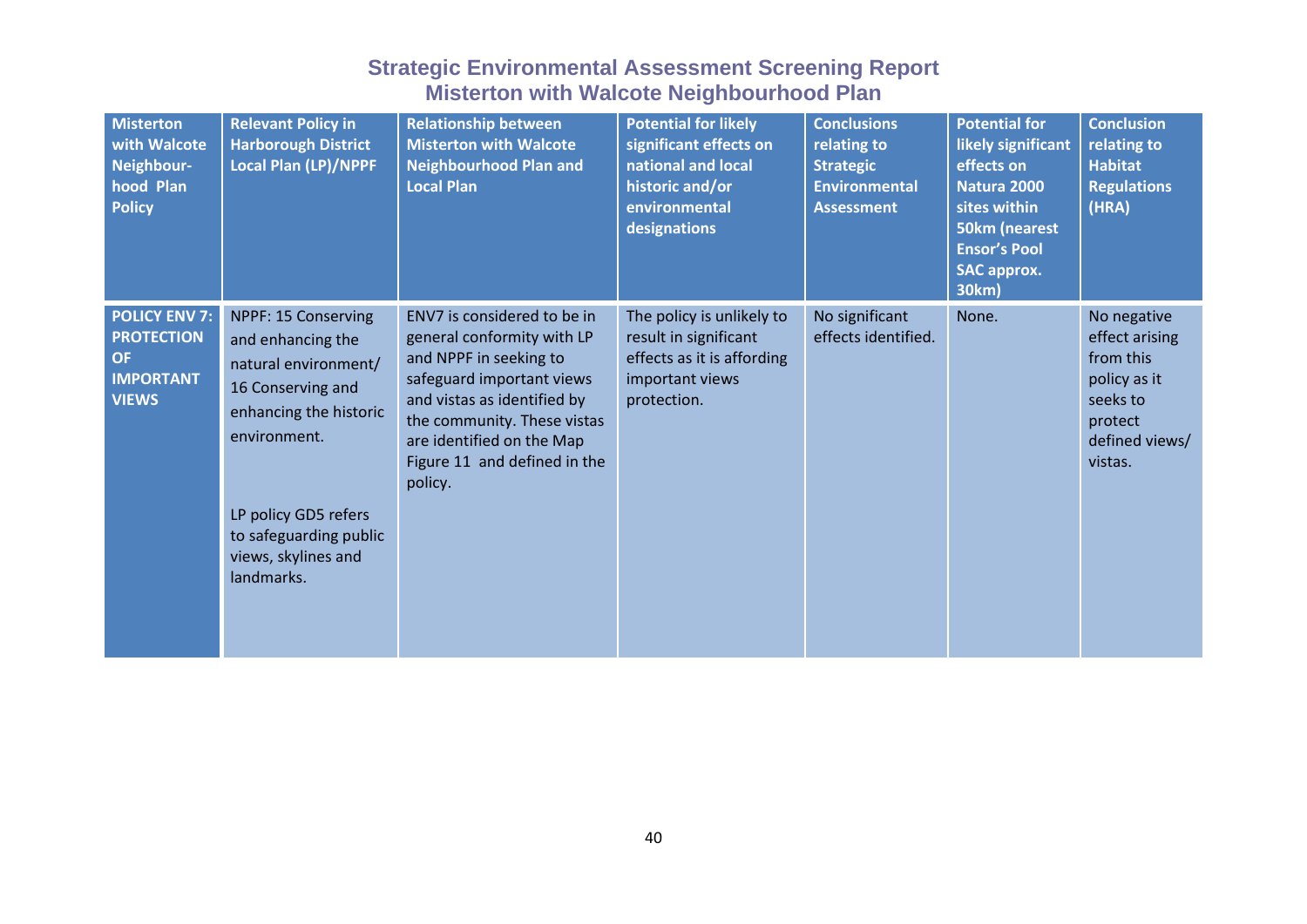# Strategic Environmental Assessment Screening Report
## Misterton with Walcote Neighbourhood Plan

| Misterton with Walcote Neighbour-hood Plan Policy | Relevant Policy in Harborough District Local Plan (LP)/NPPF | Relationship between Misterton with Walcote Neighbourhood Plan and Local Plan | Potential for likely significant effects on national and local historic and/or environmental designations | Conclusions relating to Strategic Environmental Assessment | Potential for likely significant effects on Natura 2000 sites within 50km (nearest Ensor's Pool SAC approx. 30km) | Conclusion relating to Habitat Regulations (HRA) |
|---|---|---|---|---|---|---|
| **POLICY ENV 7: PROTECTION OF IMPORTANT VIEWS** | NPPF: 15 Conserving and enhancing the natural environment/ 16 Conserving and enhancing the historic environment.<br><br>LP policy GD5 refers to safeguarding public views, skylines and landmarks. | ENV7 is considered to be in general conformity with LP and NPPF in seeking to safeguard important views and vistas as identified by the community. These vistas are identified on the Map Figure 11 and defined in the policy. | The policy is unlikely to result in significant effects as it is affording important views protection. | No significant effects identified. | None. | No negative effect arising from this policy as it seeks to protect defined views/ vistas. |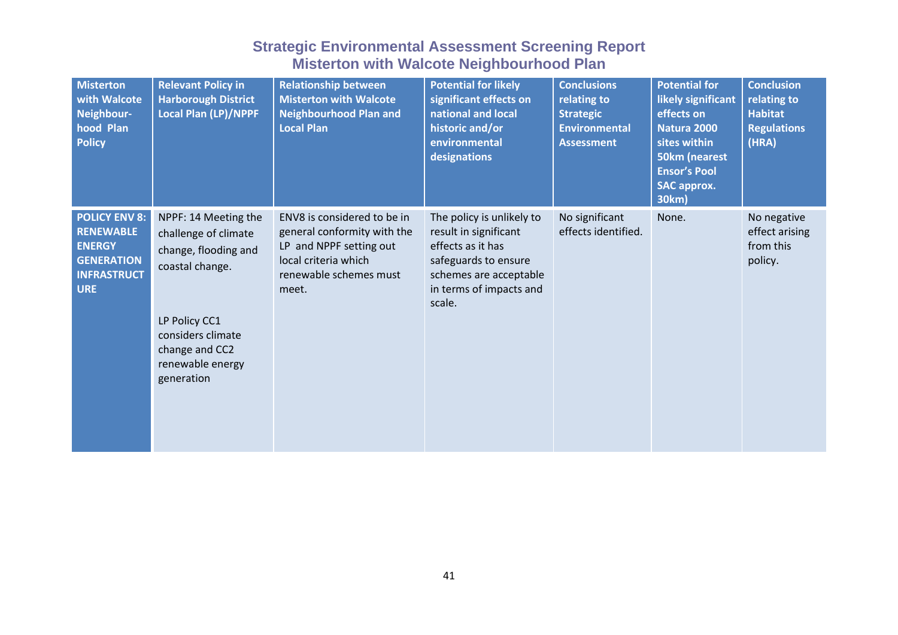# Strategic Environmental Assessment Screening Report
## Misterton with Walcote Neighbourhood Plan

| Misterton with Walcote Neighbour-hood Plan Policy | Relevant Policy in Harborough District Local Plan (LP)/NPPF | Relationship between Misterton with Walcote Neighbourhood Plan and Local Plan | Potential for likely significant effects on national and local historic and/or environmental designations | Conclusions relating to Strategic Environmental Assessment | Potential for likely significant effects on Natura 2000 sites within 50km (nearest Ensor's Pool SAC approx. 30km) | Conclusion relating to Habitat Regulations (HRA) |
|---|---|---|---|---|---|---|
| **POLICY ENV 8: RENEWABLE ENERGY GENERATION INFRASTRUCTURE** | NPPF: 14 Meeting the challenge of climate change, flooding and coastal change.<br><br>LP Policy CC1 considers climate change and CC2 renewable energy generation | ENV8 is considered to be in general conformity with the LP and NPPF setting out local criteria which renewable schemes must meet. | The policy is unlikely to result in significant effects as it has safeguards to ensure schemes are acceptable in terms of impacts and scale. | No significant effects identified. | None. | No negative effect arising from this policy. |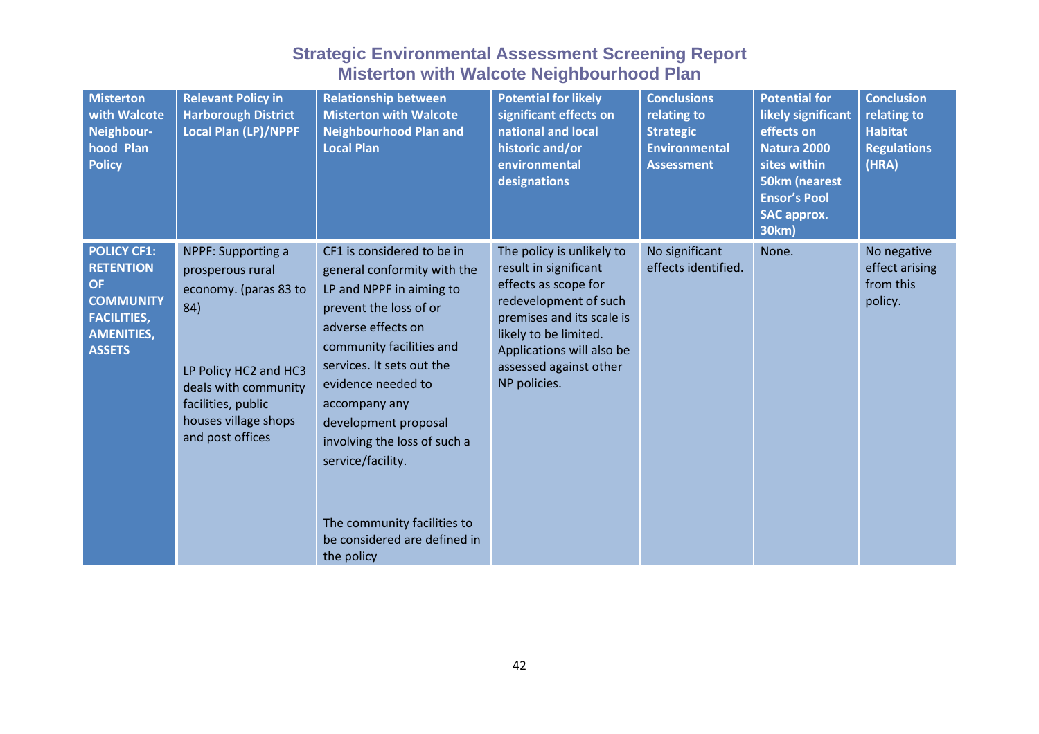# Strategic Environmental Assessment Screening Report
## Misterton with Walcote Neighbourhood Plan

| Misterton with Walcote Neighbour-hood Plan Policy | Relevant Policy in Harborough District Local Plan (LP)/NPPF | Relationship between Misterton with Walcote Neighbourhood Plan and Local Plan | Potential for likely significant effects on national and local historic and/or environmental designations | Conclusions relating to Strategic Environmental Assessment | Potential for likely significant effects on Natura 2000 sites within 50km (nearest Ensor's Pool SAC approx. 30km) | Conclusion relating to Habitat Regulations (HRA) |
|---|---|---|---|---|---|---|
| **POLICY CF1: RETENTION OF COMMUNITY FACILITIES, AMENITIES, ASSETS** | NPPF: Supporting a prosperous rural economy. (paras 83 to 84)<br><br>LP Policy HC2 and HC3 deals with community facilities, public houses village shops and post offices | CF1 is considered to be in general conformity with the LP and NPPF in aiming to prevent the loss of or adverse effects on community facilities and services. It sets out the evidence needed to accompany any development proposal involving the loss of such a service/facility.<br><br>The community facilities to be considered are defined in the policy | The policy is unlikely to result in significant effects as scope for redevelopment of such premises and its scale is likely to be limited. Applications will also be assessed against other NP policies. | No significant effects identified. | None. | No negative effect arising from this policy. |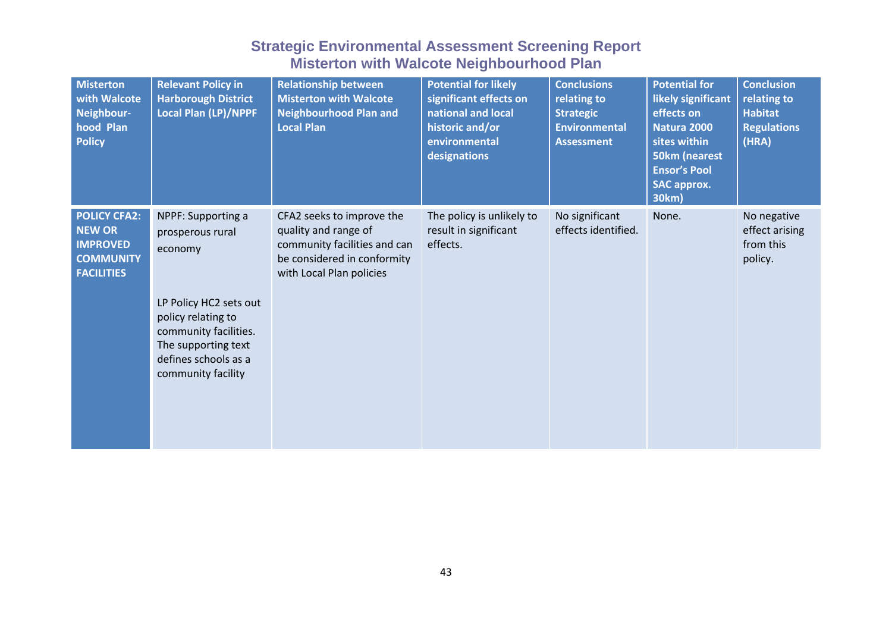# Strategic Environmental Assessment Screening Report
## Misterton with Walcote Neighbourhood Plan

| Misterton with Walcote Neighbour-hood Plan Policy | Relevant Policy in Harborough District Local Plan (LP)/NPPF | Relationship between Misterton with Walcote Neighbourhood Plan and Local Plan | Potential for likely significant effects on national and local historic and/or environmental designations | Conclusions relating to Strategic Environmental Assessment | Potential for likely significant effects on Natura 2000 sites within 50km (nearest Ensor's Pool SAC approx. 30km) | Conclusion relating to Habitat Regulations (HRA) |
|---|---|---|---|---|---|---|
| **POLICY CFA2: NEW OR IMPROVED COMMUNITY FACILITIES** | NPPF: Supporting a prosperous rural economy<br><br>LP Policy HC2 sets out policy relating to community facilities. The supporting text defines schools as a community facility | CFA2 seeks to improve the quality and range of community facilities and can be considered in conformity with Local Plan policies | The policy is unlikely to result in significant effects. | No significant effects identified. | None. | No negative effect arising from this policy. |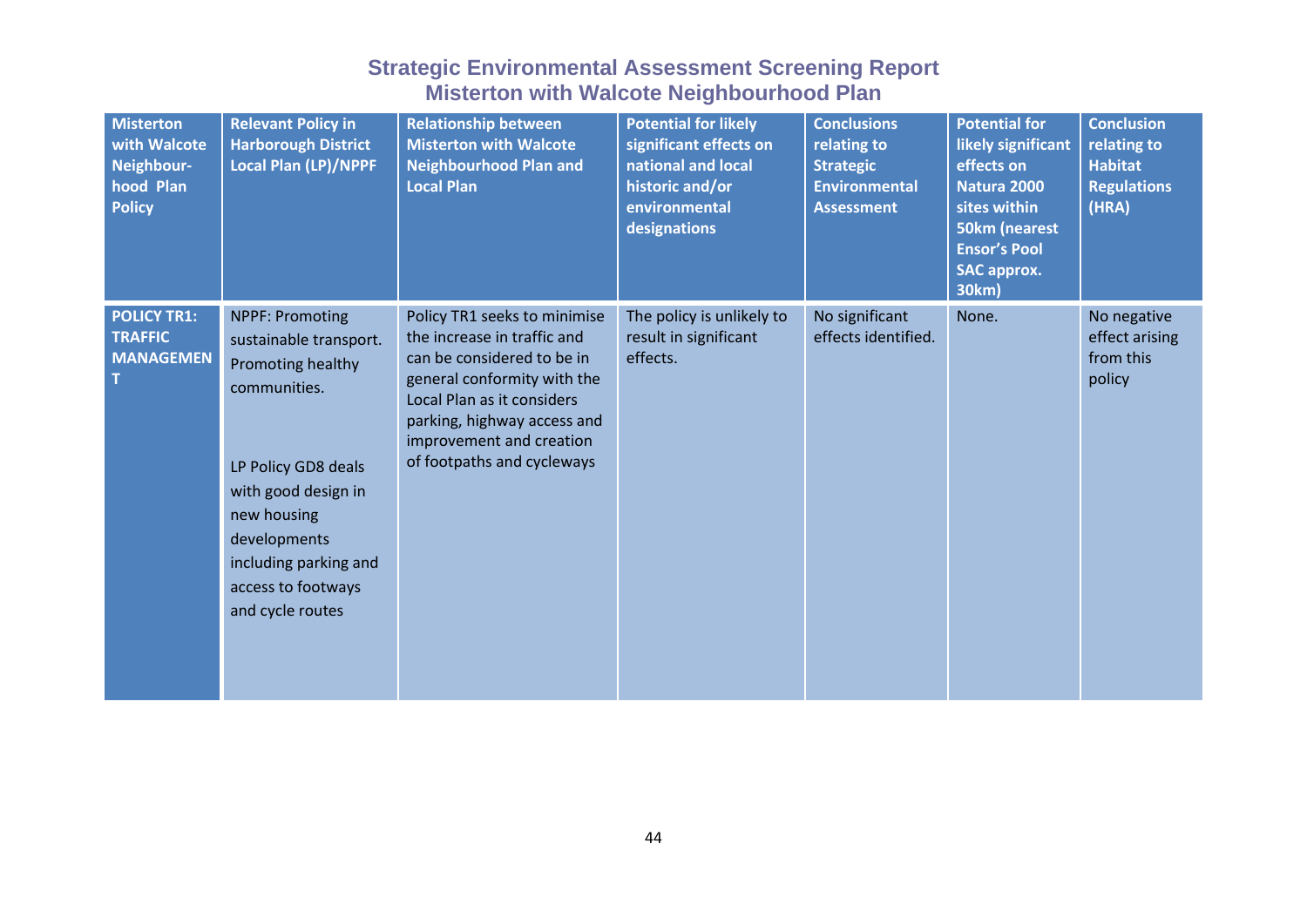# Strategic Environmental Assessment Screening Report
## Misterton with Walcote Neighbourhood Plan

| Misterton with Walcote Neighbour-hood Plan Policy | Relevant Policy in Harborough District Local Plan (LP)/NPPF | Relationship between Misterton with Walcote Neighbourhood Plan and Local Plan | Potential for likely significant effects on national and local historic and/or environmental designations | Conclusions relating to Strategic Environmental Assessment | Potential for likely significant effects on Natura 2000 sites within 50km (nearest Ensor's Pool SAC approx. 30km) | Conclusion relating to Habitat Regulations (HRA) |
|---|---|---|---|---|---|---|
| **POLICY TR1: TRAFFIC MANAGEMENT** | NPPF: Promoting sustainable transport. Promoting healthy communities.<br><br>LP Policy GD8 deals with good design in new housing developments including parking and access to footways and cycle routes | Policy TR1 seeks to minimise the increase in traffic and can be considered to be in general conformity with the Local Plan as it considers parking, highway access and improvement and creation of footpaths and cycleways | The policy is unlikely to result in significant effects. | No significant effects identified. | None. | No negative effect arising from this policy |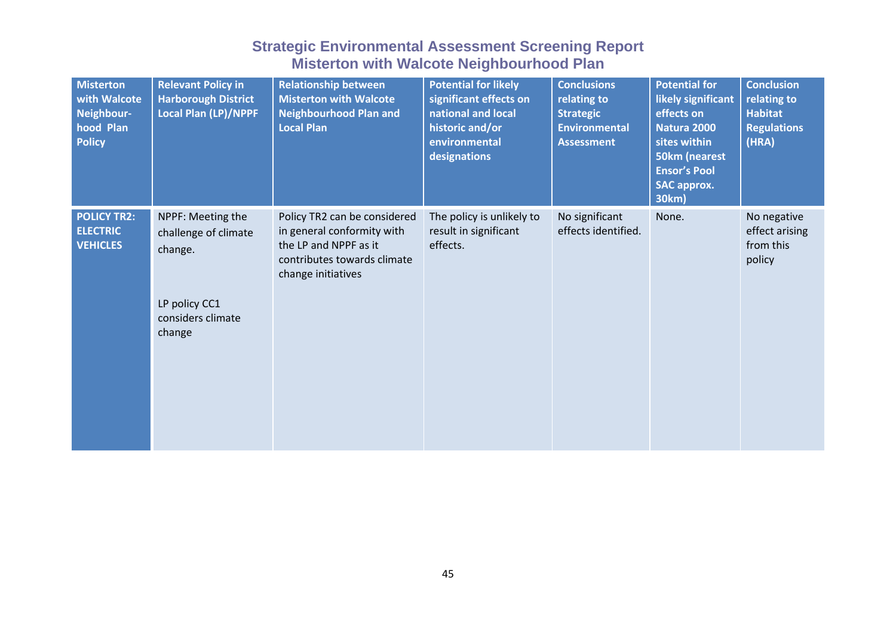# Strategic Environmental Assessment Screening Report
## Misterton with Walcote Neighbourhood Plan

| Misterton with Walcote Neighbour-hood Plan Policy | Relevant Policy in Harborough District Local Plan (LP)/NPPF | Relationship between Misterton with Walcote Neighbourhood Plan and Local Plan | Potential for likely significant effects on national and local historic and/or environmental designations | Conclusions relating to Strategic Environmental Assessment | Potential for likely significant effects on Natura 2000 sites within 50km (nearest Ensor's Pool SAC approx. 30km) | Conclusion relating to Habitat Regulations (HRA) |
|---|---|---|---|---|---|---|
| **POLICY TR2: ELECTRIC VEHICLES** | NPPF: Meeting the challenge of climate change.<br><br>LP policy CC1 considers climate change | Policy TR2 can be considered in general conformity with the LP and NPPF as it contributes towards climate change initiatives | The policy is unlikely to result in significant effects. | No significant effects identified. | None. | No negative effect arising from this policy |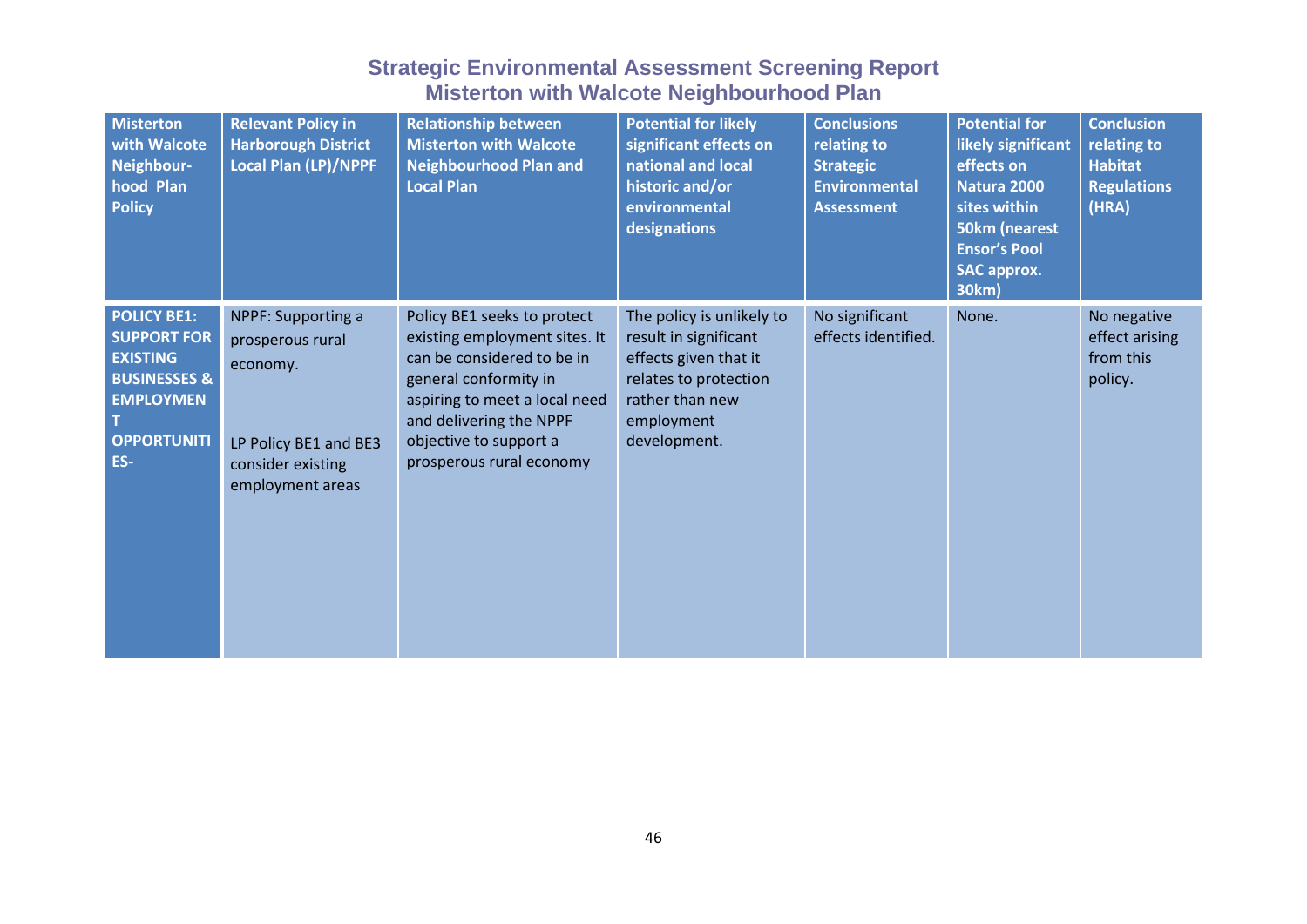| Misterton with Walcote Neighbour-hood Plan Policy | Relevant Policy in Harborough District Local Plan (LP)/NPPF | Relationship between Misterton with Walcote Neighbourhood Plan and Local Plan | Potential for likely significant effects on national and local historic and/or environmental designations | Conclusions relating to Strategic Environmental Assessment | Potential for likely significant effects on Natura 2000 sites within 50km (nearest Ensor's Pool SAC approx. 30km) | Conclusion relating to Habitat Regulations (HRA) |
|---|---|---|---|---|---|---|
| **POLICY BE1: SUPPORT FOR EXISTING BUSINESSES & EMPLOYMENT OPPORTUNITIES-** | NPPF: Supporting a prosperous rural economy.<br><br>LP Policy BE1 and BE3 consider existing employment areas | Policy BE1 seeks to protect existing employment sites. It can be considered to be in general conformity in aspiring to meet a local need and delivering the NPPF objective to support a prosperous rural economy | The policy is unlikely to result in significant effects given that it relates to protection rather than new employment development. | No significant effects identified. | None. | No negative effect arising from this policy. |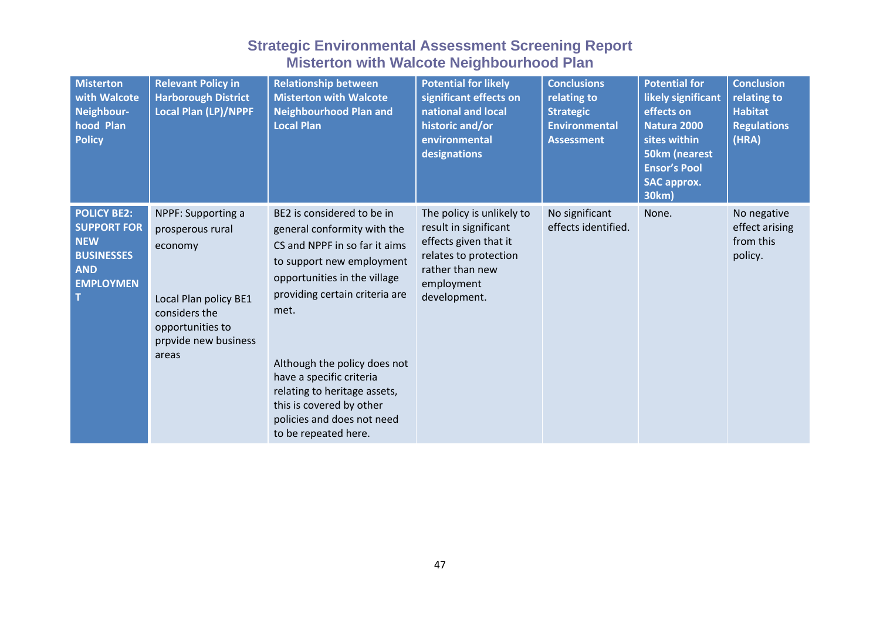# Strategic Environmental Assessment Screening Report
## Misterton with Walcote Neighbourhood Plan

| Misterton with Walcote Neighbour-hood Plan Policy | Relevant Policy in Harborough District Local Plan (LP)/NPPF | Relationship between Misterton with Walcote Neighbourhood Plan and Local Plan | Potential for likely significant effects on national and local historic and/or environmental designations | Conclusions relating to Strategic Environmental Assessment | Potential for likely significant effects on Natura 2000 sites within 50km (nearest Ensor's Pool SAC approx. 30km) | Conclusion relating to Habitat Regulations (HRA) |
|---|---|---|---|---|---|---|
| **POLICY BE2: SUPPORT FOR NEW BUSINESSES AND EMPLOYMENT** | NPPF: Supporting a prosperous rural economy<br><br>Local Plan policy BE1 considers the opportunities to prpvide new business areas | BE2 is considered to be in general conformity with the CS and NPPF in so far it aims to support new employment opportunities in the village providing certain criteria are met.<br><br>Although the policy does not have a specific criteria relating to heritage assets, this is covered by other policies and does not need to be repeated here. | The policy is unlikely to result in significant effects given that it relates to protection rather than new employment development. | No significant effects identified. | None. | No negative effect arising from this policy. |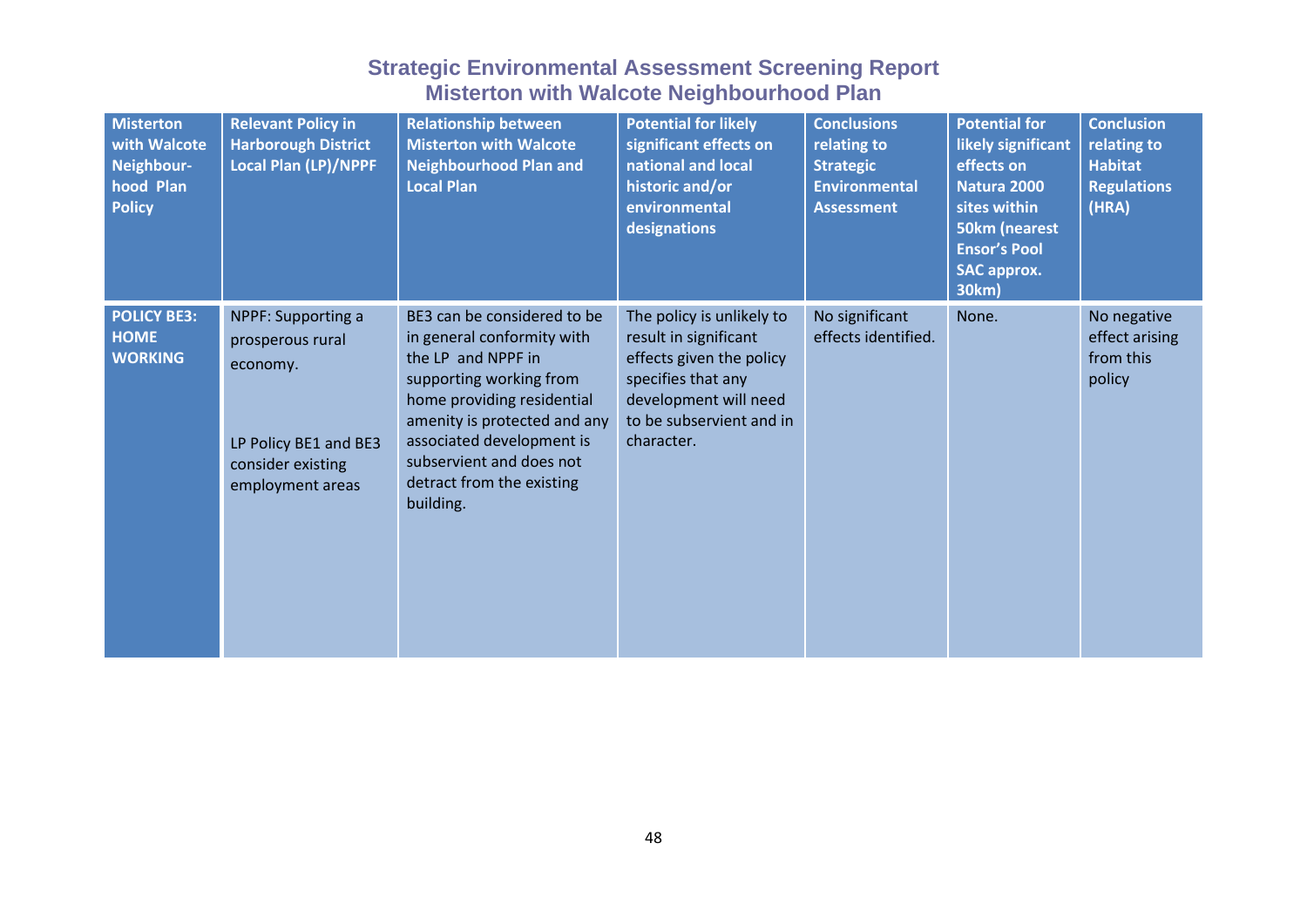# Strategic Environmental Assessment Screening Report
## Misterton with Walcote Neighbourhood Plan

| Misterton with Walcote Neighbour-hood Plan Policy | Relevant Policy in Harborough District Local Plan (LP)/NPPF | Relationship between Misterton with Walcote Neighbourhood Plan and Local Plan | Potential for likely significant effects on national and local historic and/or environmental designations | Conclusions relating to Strategic Environmental Assessment | Potential for likely significant effects on Natura 2000 sites within 50km (nearest Ensor's Pool SAC approx. 30km) | Conclusion relating to Habitat Regulations (HRA) |
|---|---|---|---|---|---|---|
| **POLICY BE3: HOME WORKING** | NPPF: Supporting a prosperous rural economy.<br><br>LP Policy BE1 and BE3 consider existing employment areas | BE3 can be considered to be in general conformity with the LP and NPPF in supporting working from home providing residential amenity is protected and any associated development is subservient and does not detract from the existing building. | The policy is unlikely to result in significant effects given the policy specifies that any development will need to be subservient and in character. | No significant effects identified. | None. | No negative effect arising from this policy |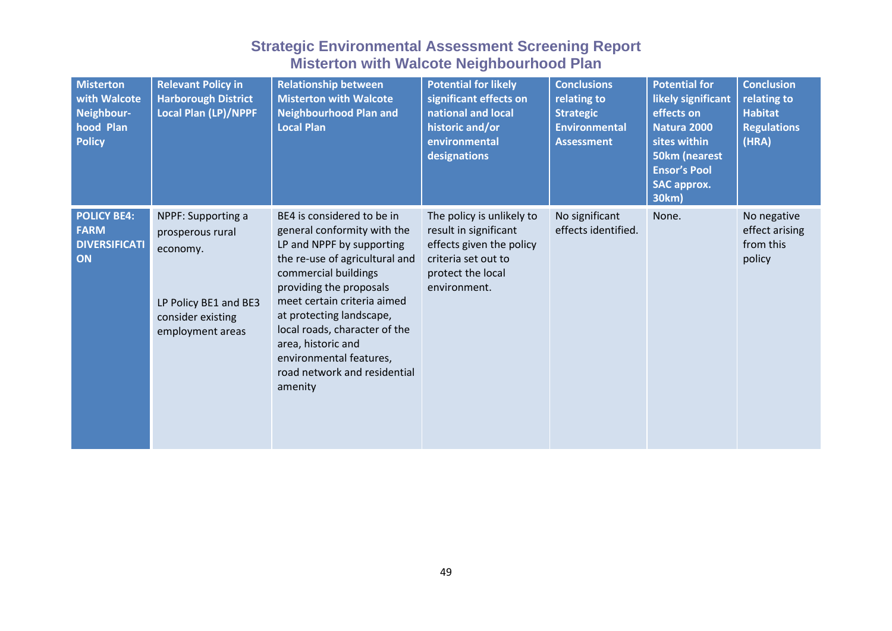# Strategic Environmental Assessment Screening Report
## Misterton with Walcote Neighbourhood Plan

| Misterton with Walcote Neighbour-hood Plan Policy | Relevant Policy in Harborough District Local Plan (LP)/NPPF | Relationship between Misterton with Walcote Neighbourhood Plan and Local Plan | Potential for likely significant effects on national and local historic and/or environmental designations | Conclusions relating to Strategic Environmental Assessment | Potential for likely significant effects on Natura 2000 sites within 50km (nearest Ensor's Pool SAC approx. 30km) | Conclusion relating to Habitat Regulations (HRA) |
|---|---|---|---|---|---|---|
| **POLICY BE4: FARM DIVERSIFICATION** | NPPF: Supporting a prosperous rural economy.<br><br>LP Policy BE1 and BE3 consider existing employment areas | BE4 is considered to be in general conformity with the LP and NPPF by supporting the re-use of agricultural and commercial buildings providing the proposals meet certain criteria aimed at protecting landscape, local roads, character of the area, historic and environmental features, road network and residential amenity | The policy is unlikely to result in significant effects given the policy criteria set out to protect the local environment. | No significant effects identified. | None. | No negative effect arising from this policy |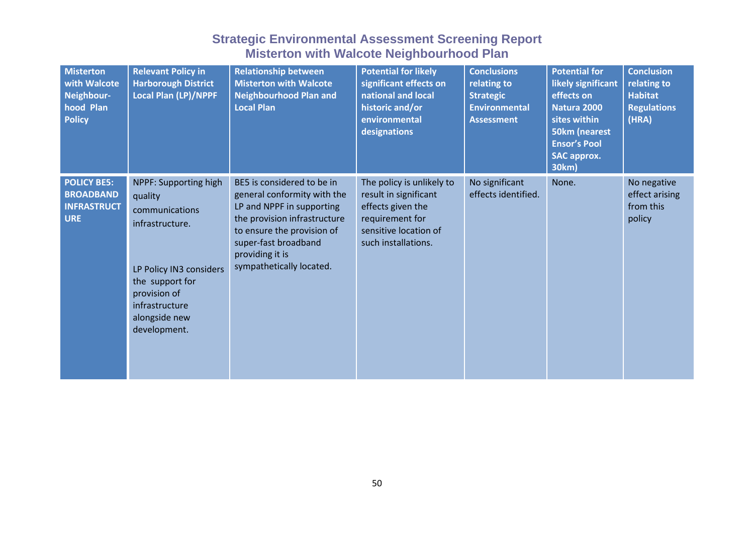# Strategic Environmental Assessment Screening Report
## Misterton with Walcote Neighbourhood Plan

| Misterton with Walcote Neighbour-hood Plan Policy | Relevant Policy in Harborough District Local Plan (LP)/NPPF | Relationship between Misterton with Walcote Neighbourhood Plan and Local Plan | Potential for likely significant effects on national and local historic and/or environmental designations | Conclusions relating to Strategic Environmental Assessment | Potential for likely significant effects on Natura 2000 sites within 50km (nearest Ensor's Pool SAC approx. 30km) | Conclusion relating to Habitat Regulations (HRA) |
|---|---|---|---|---|---|---|
| **POLICY BE5: BROADBAND INFRASTRUCTURE** | NPPF: Supporting high quality communications infrastructure.<br><br>LP Policy IN3 considers the support for provision of infrastructure alongside new development. | BE5 is considered to be in general conformity with the LP and NPPF in supporting the provision infrastructure to ensure the provision of super-fast broadband providing it is sympathetically located. | The policy is unlikely to result in significant effects given the requirement for sensitive location of such installations. | No significant effects identified. | None. | No negative effect arising from this policy |